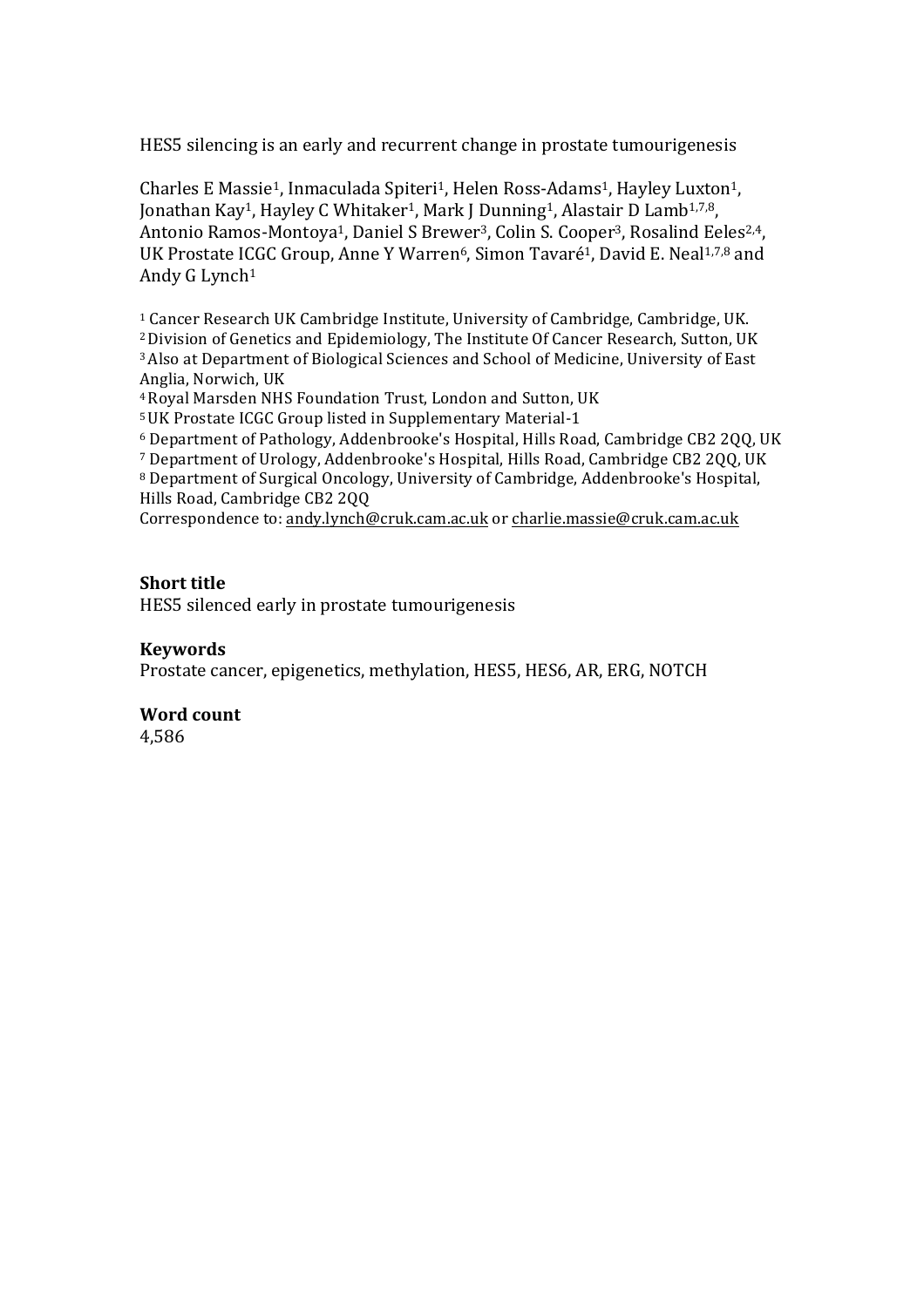HES5 silencing is an early and recurrent change in prostate tumourigenesis

Charles E Massie[1], Inmaculada Spiteri[1], Helen Ross-Adams[1], Hayley Luxton[1], Jonathan Kay[1], Hayley C Whitaker[1], Mark J Dunning[1], Alastair D Lamb[1,7,8], Antonio Ramos-Montoya[1], Daniel S Brewer[3], Colin S. Cooper[3], Rosalind Eeles[2,4], UK Prostate ICGC Group, Anne Y Warren[6], Simon Tavaré[1], David E. Neal[1,7,8] and Andy G Lynch[1]

[1] Cancer Research UK Cambridge Institute, University of Cambridge, Cambridge, UK.
[2] Division of Genetics and Epidemiology, The Institute Of Cancer Research, Sutton, UK
[3] Also at Department of Biological Sciences and School of Medicine, University of East Anglia, Norwich, UK
[4] Royal Marsden NHS Foundation Trust, London and Sutton, UK
[5] UK Prostate ICGC Group listed in Supplementary Material-1
[6] Department of Pathology, Addenbrooke's Hospital, Hills Road, Cambridge CB2 2QQ, UK
[7] Department of Urology, Addenbrooke's Hospital, Hills Road, Cambridge CB2 2QQ, UK
[8] Department of Surgical Oncology, University of Cambridge, Addenbrooke's Hospital, Hills Road, Cambridge CB2 2QQ

Correspondence to: andy.lynch@cruk.cam.ac.uk or charlie.massie@cruk.cam.ac.uk

**Short title**

HES5 silenced early in prostate tumourigenesis

**Keywords**

Prostate cancer, epigenetics, methylation, HES5, HES6, AR, ERG, NOTCH

**Word count**

4,586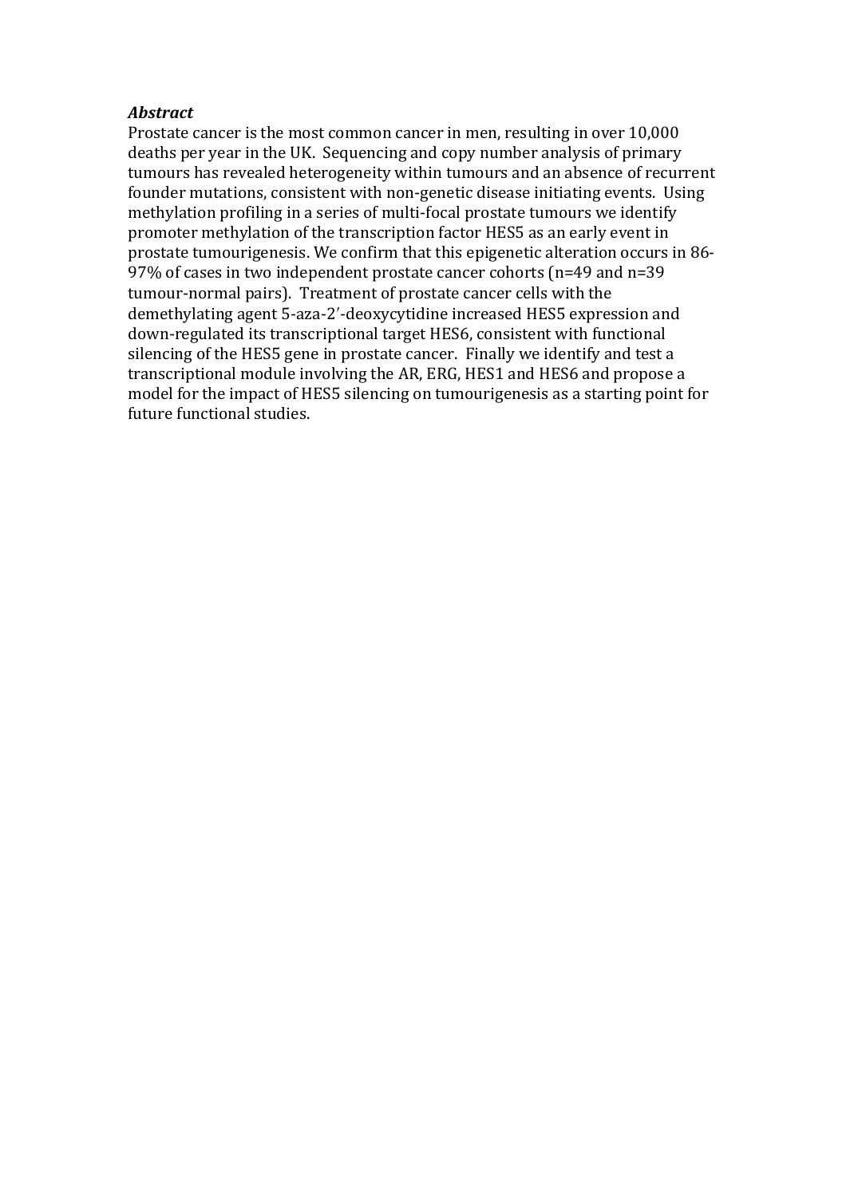***Abstract***

Prostate cancer is the most common cancer in men, resulting in over 10,000 deaths per year in the UK. Sequencing and copy number analysis of primary tumours has revealed heterogeneity within tumours and an absence of recurrent founder mutations, consistent with non-genetic disease initiating events. Using methylation profiling in a series of multi-focal prostate tumours we identify promoter methylation of the transcription factor HES5 as an early event in prostate tumourigenesis. We confirm that this epigenetic alteration occurs in 86-97% of cases in two independent prostate cancer cohorts (n=49 and n=39 tumour-normal pairs). Treatment of prostate cancer cells with the demethylating agent 5-aza-2′-deoxycytidine increased HES5 expression and down-regulated its transcriptional target HES6, consistent with functional silencing of the HES5 gene in prostate cancer. Finally we identify and test a transcriptional module involving the AR, ERG, HES1 and HES6 and propose a model for the impact of HES5 silencing on tumourigenesis as a starting point for future functional studies.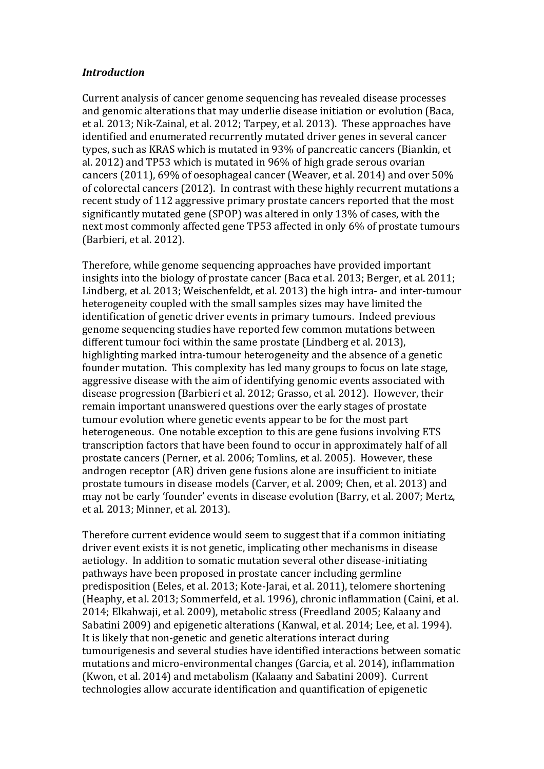### *Introduction*

Current analysis of cancer genome sequencing has revealed disease processes and genomic alterations that may underlie disease initiation or evolution (Baca, et al. 2013; Nik-Zainal, et al. 2012; Tarpey, et al. 2013). These approaches have identified and enumerated recurrently mutated driver genes in several cancer types, such as KRAS which is mutated in 93% of pancreatic cancers (Biankin, et al. 2012) and TP53 which is mutated in 96% of high grade serous ovarian cancers (2011), 69% of oesophageal cancer (Weaver, et al. 2014) and over 50% of colorectal cancers (2012). In contrast with these highly recurrent mutations a recent study of 112 aggressive primary prostate cancers reported that the most significantly mutated gene (SPOP) was altered in only 13% of cases, with the next most commonly affected gene TP53 affected in only 6% of prostate tumours (Barbieri, et al. 2012).

Therefore, while genome sequencing approaches have provided important insights into the biology of prostate cancer (Baca et al. 2013; Berger, et al. 2011; Lindberg, et al. 2013; Weischenfeldt, et al. 2013) the high intra- and inter-tumour heterogeneity coupled with the small samples sizes may have limited the identification of genetic driver events in primary tumours. Indeed previous genome sequencing studies have reported few common mutations between different tumour foci within the same prostate (Lindberg et al. 2013), highlighting marked intra-tumour heterogeneity and the absence of a genetic founder mutation. This complexity has led many groups to focus on late stage, aggressive disease with the aim of identifying genomic events associated with disease progression (Barbieri et al. 2012; Grasso, et al. 2012). However, their remain important unanswered questions over the early stages of prostate tumour evolution where genetic events appear to be for the most part heterogeneous. One notable exception to this are gene fusions involving ETS transcription factors that have been found to occur in approximately half of all prostate cancers (Perner, et al. 2006; Tomlins, et al. 2005). However, these androgen receptor (AR) driven gene fusions alone are insufficient to initiate prostate tumours in disease models (Carver, et al. 2009; Chen, et al. 2013) and may not be early 'founder' events in disease evolution (Barry, et al. 2007; Mertz, et al. 2013; Minner, et al. 2013).

Therefore current evidence would seem to suggest that if a common initiating driver event exists it is not genetic, implicating other mechanisms in disease aetiology. In addition to somatic mutation several other disease-initiating pathways have been proposed in prostate cancer including germline predisposition (Eeles, et al. 2013; Kote-Jarai, et al. 2011), telomere shortening (Heaphy, et al. 2013; Sommerfeld, et al. 1996), chronic inflammation (Caini, et al. 2014; Elkahwaji, et al. 2009), metabolic stress (Freedland 2005; Kalaany and Sabatini 2009) and epigenetic alterations (Kanwal, et al. 2014; Lee, et al. 1994). It is likely that non-genetic and genetic alterations interact during tumourigenesis and several studies have identified interactions between somatic mutations and micro-environmental changes (Garcia, et al. 2014), inflammation (Kwon, et al. 2014) and metabolism (Kalaany and Sabatini 2009). Current technologies allow accurate identification and quantification of epigenetic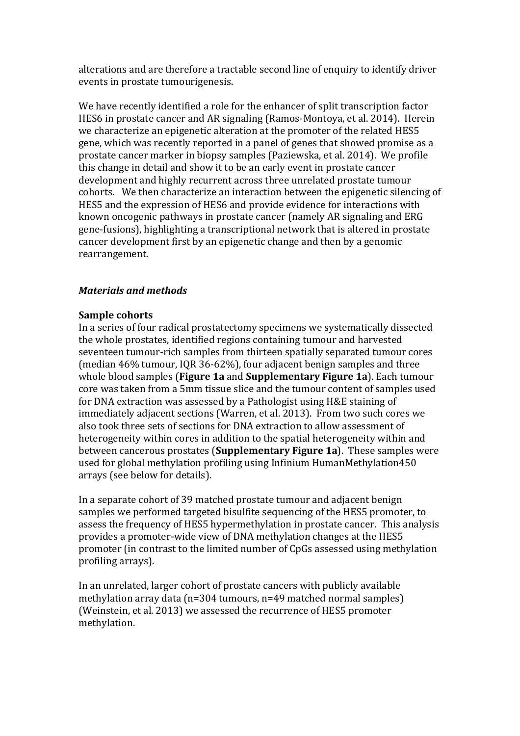alterations and are therefore a tractable second line of enquiry to identify driver events in prostate tumourigenesis.

We have recently identified a role for the enhancer of split transcription factor HES6 in prostate cancer and AR signaling (Ramos-Montoya, et al. 2014). Herein we characterize an epigenetic alteration at the promoter of the related HES5 gene, which was recently reported in a panel of genes that showed promise as a prostate cancer marker in biopsy samples (Paziewska, et al. 2014). We profile this change in detail and show it to be an early event in prostate cancer development and highly recurrent across three unrelated prostate tumour cohorts. We then characterize an interaction between the epigenetic silencing of HES5 and the expression of HES6 and provide evidence for interactions with known oncogenic pathways in prostate cancer (namely AR signaling and ERG gene-fusions), highlighting a transcriptional network that is altered in prostate cancer development first by an epigenetic change and then by a genomic rearrangement.

## *Materials and methods*

### Sample cohorts

In a series of four radical prostatectomy specimens we systematically dissected the whole prostates, identified regions containing tumour and harvested seventeen tumour-rich samples from thirteen spatially separated tumour cores (median 46% tumour, IQR 36-62%), four adjacent benign samples and three whole blood samples (**Figure 1a** and **Supplementary Figure 1a**). Each tumour core was taken from a 5mm tissue slice and the tumour content of samples used for DNA extraction was assessed by a Pathologist using H&E staining of immediately adjacent sections (Warren, et al. 2013). From two such cores we also took three sets of sections for DNA extraction to allow assessment of heterogeneity within cores in addition to the spatial heterogeneity within and between cancerous prostates (**Supplementary Figure 1a**). These samples were used for global methylation profiling using Infinium HumanMethylation450 arrays (see below for details).

In a separate cohort of 39 matched prostate tumour and adjacent benign samples we performed targeted bisulfite sequencing of the HES5 promoter, to assess the frequency of HES5 hypermethylation in prostate cancer. This analysis provides a promoter-wide view of DNA methylation changes at the HES5 promoter (in contrast to the limited number of CpGs assessed using methylation profiling arrays).

In an unrelated, larger cohort of prostate cancers with publicly available methylation array data (n=304 tumours, n=49 matched normal samples) (Weinstein, et al. 2013) we assessed the recurrence of HES5 promoter methylation.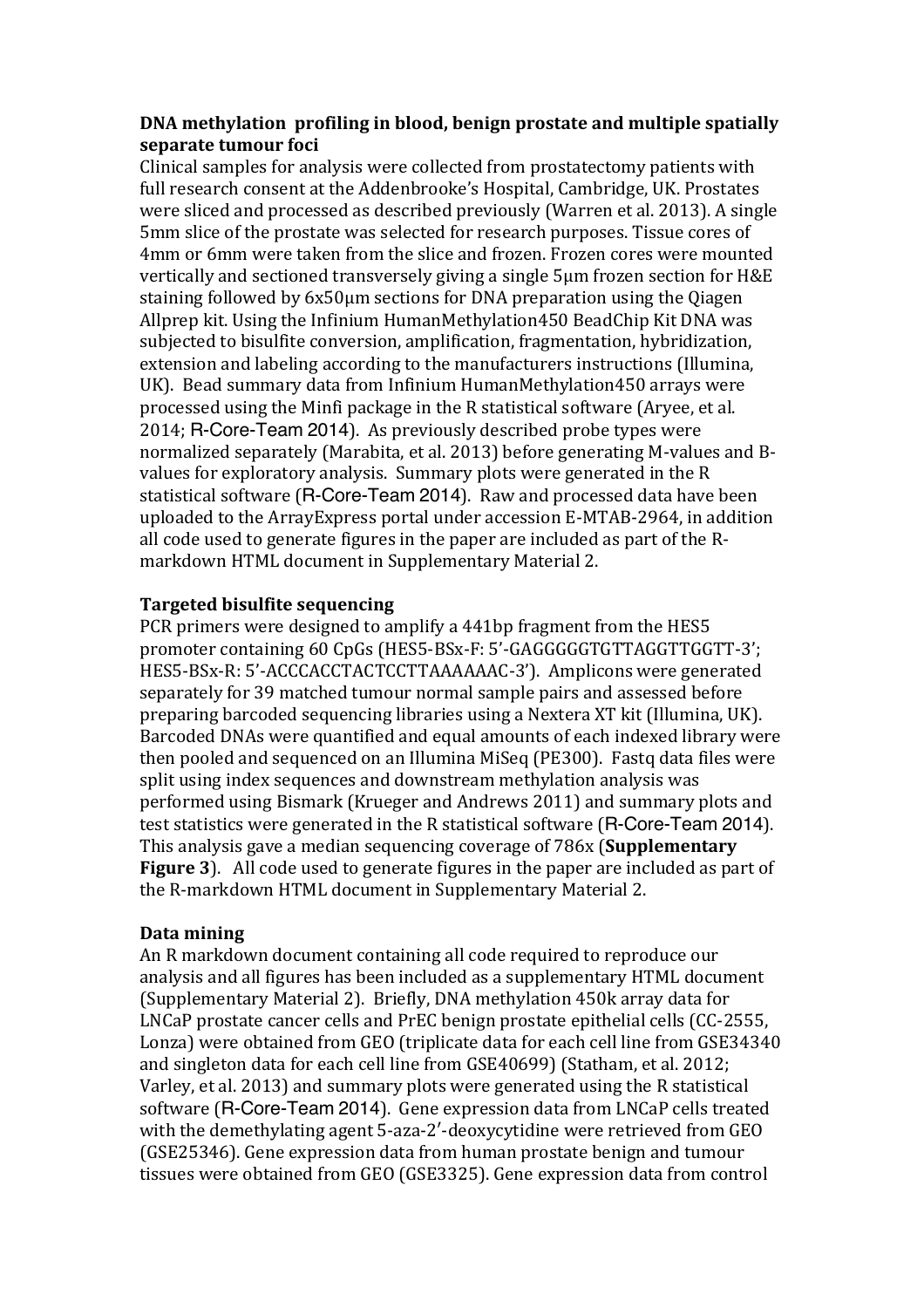**DNA methylation profiling in blood, benign prostate and multiple spatially separate tumour foci**

Clinical samples for analysis were collected from prostatectomy patients with full research consent at the Addenbrooke's Hospital, Cambridge, UK. Prostates were sliced and processed as described previously (Warren et al. 2013). A single 5mm slice of the prostate was selected for research purposes. Tissue cores of 4mm or 6mm were taken from the slice and frozen. Frozen cores were mounted vertically and sectioned transversely giving a single 5µm frozen section for H&E staining followed by 6x50µm sections for DNA preparation using the Qiagen Allprep kit. Using the Infinium HumanMethylation450 BeadChip Kit DNA was subjected to bisulfite conversion, amplification, fragmentation, hybridization, extension and labeling according to the manufacturers instructions (Illumina, UK). Bead summary data from Infinium HumanMethylation450 arrays were processed using the Minfi package in the R statistical software (Aryee, et al. 2014; R-Core-Team 2014). As previously described probe types were normalized separately (Marabita, et al. 2013) before generating M-values and B-values for exploratory analysis. Summary plots were generated in the R statistical software (R-Core-Team 2014). Raw and processed data have been uploaded to the ArrayExpress portal under accession E-MTAB-2964, in addition all code used to generate figures in the paper are included as part of the R-markdown HTML document in Supplementary Material 2.

**Targeted bisulfite sequencing**

PCR primers were designed to amplify a 441bp fragment from the HES5 promoter containing 60 CpGs (HES5-BSx-F: 5'-GAGGGGGTGTTAGGTTGGTT-3'; HES5-BSx-R: 5'-ACCCACCTACTCCTTAAAAAAC-3'). Amplicons were generated separately for 39 matched tumour normal sample pairs and assessed before preparing barcoded sequencing libraries using a Nextera XT kit (Illumina, UK). Barcoded DNAs were quantified and equal amounts of each indexed library were then pooled and sequenced on an Illumina MiSeq (PE300). Fastq data files were split using index sequences and downstream methylation analysis was performed using Bismark (Krueger and Andrews 2011) and summary plots and test statistics were generated in the R statistical software (R-Core-Team 2014). This analysis gave a median sequencing coverage of 786x (**Supplementary Figure 3**). All code used to generate figures in the paper are included as part of the R-markdown HTML document in Supplementary Material 2.

**Data mining**

An R markdown document containing all code required to reproduce our analysis and all figures has been included as a supplementary HTML document (Supplementary Material 2). Briefly, DNA methylation 450k array data for LNCaP prostate cancer cells and PrEC benign prostate epithelial cells (CC-2555, Lonza) were obtained from GEO (triplicate data for each cell line from GSE34340 and singleton data for each cell line from GSE40699) (Statham, et al. 2012; Varley, et al. 2013) and summary plots were generated using the R statistical software (R-Core-Team 2014). Gene expression data from LNCaP cells treated with the demethylating agent 5-aza-2′-deoxycytidine were retrieved from GEO (GSE25346). Gene expression data from human prostate benign and tumour tissues were obtained from GEO (GSE3325). Gene expression data from control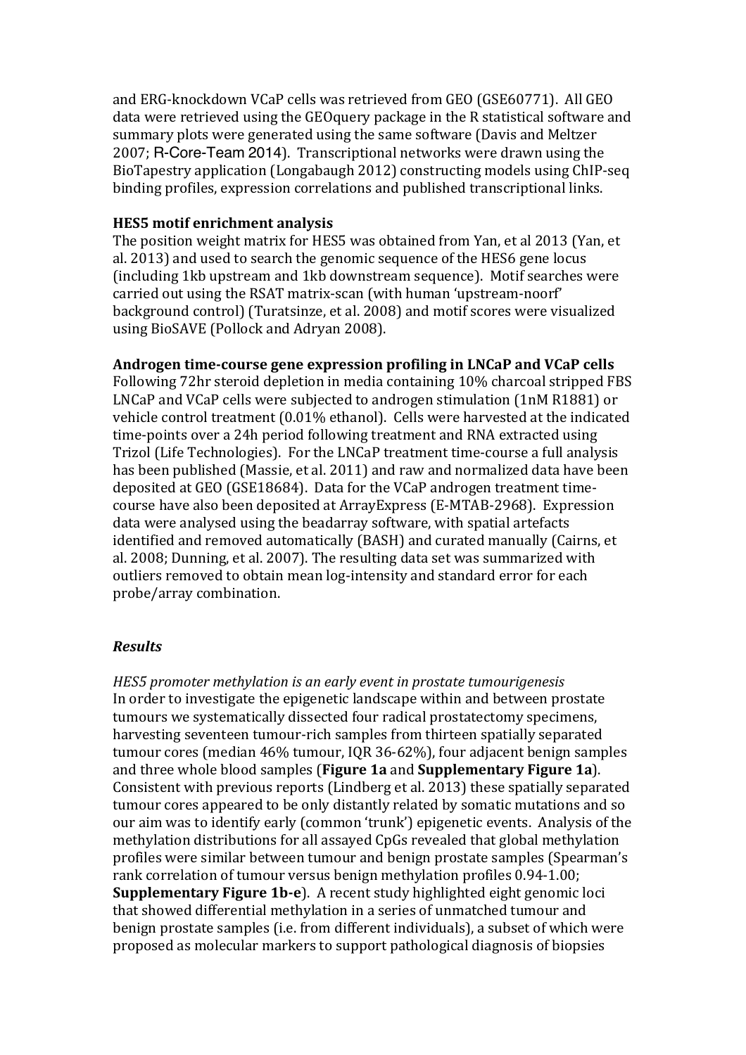and ERG-knockdown VCaP cells was retrieved from GEO (GSE60771). All GEO data were retrieved using the GEOquery package in the R statistical software and summary plots were generated using the same software (Davis and Meltzer 2007; R-Core-Team 2014). Transcriptional networks were drawn using the BioTapestry application (Longabaugh 2012) constructing models using ChIP-seq binding profiles, expression correlations and published transcriptional links.

**HES5 motif enrichment analysis**

The position weight matrix for HES5 was obtained from Yan, et al 2013 (Yan, et al. 2013) and used to search the genomic sequence of the HES6 gene locus (including 1kb upstream and 1kb downstream sequence). Motif searches were carried out using the RSAT matrix-scan (with human 'upstream-noorf' background control) (Turatsinze, et al. 2008) and motif scores were visualized using BioSAVE (Pollock and Adryan 2008).

**Androgen time-course gene expression profiling in LNCaP and VCaP cells**

Following 72hr steroid depletion in media containing 10% charcoal stripped FBS LNCaP and VCaP cells were subjected to androgen stimulation (1nM R1881) or vehicle control treatment (0.01% ethanol). Cells were harvested at the indicated time-points over a 24h period following treatment and RNA extracted using Trizol (Life Technologies). For the LNCaP treatment time-course a full analysis has been published (Massie, et al. 2011) and raw and normalized data have been deposited at GEO (GSE18684). Data for the VCaP androgen treatment time-course have also been deposited at ArrayExpress (E-MTAB-2968). Expression data were analysed using the beadarray software, with spatial artefacts identified and removed automatically (BASH) and curated manually (Cairns, et al. 2008; Dunning, et al. 2007). The resulting data set was summarized with outliers removed to obtain mean log-intensity and standard error for each probe/array combination.

## *Results*

*HES5 promoter methylation is an early event in prostate tumourigenesis*

In order to investigate the epigenetic landscape within and between prostate tumours we systematically dissected four radical prostatectomy specimens, harvesting seventeen tumour-rich samples from thirteen spatially separated tumour cores (median 46% tumour, IQR 36-62%), four adjacent benign samples and three whole blood samples (**Figure 1a** and **Supplementary Figure 1a**). Consistent with previous reports (Lindberg et al. 2013) these spatially separated tumour cores appeared to be only distantly related by somatic mutations and so our aim was to identify early (common 'trunk') epigenetic events. Analysis of the methylation distributions for all assayed CpGs revealed that global methylation profiles were similar between tumour and benign prostate samples (Spearman's rank correlation of tumour versus benign methylation profiles 0.94-1.00; **Supplementary Figure 1b-e**). A recent study highlighted eight genomic loci that showed differential methylation in a series of unmatched tumour and benign prostate samples (i.e. from different individuals), a subset of which were proposed as molecular markers to support pathological diagnosis of biopsies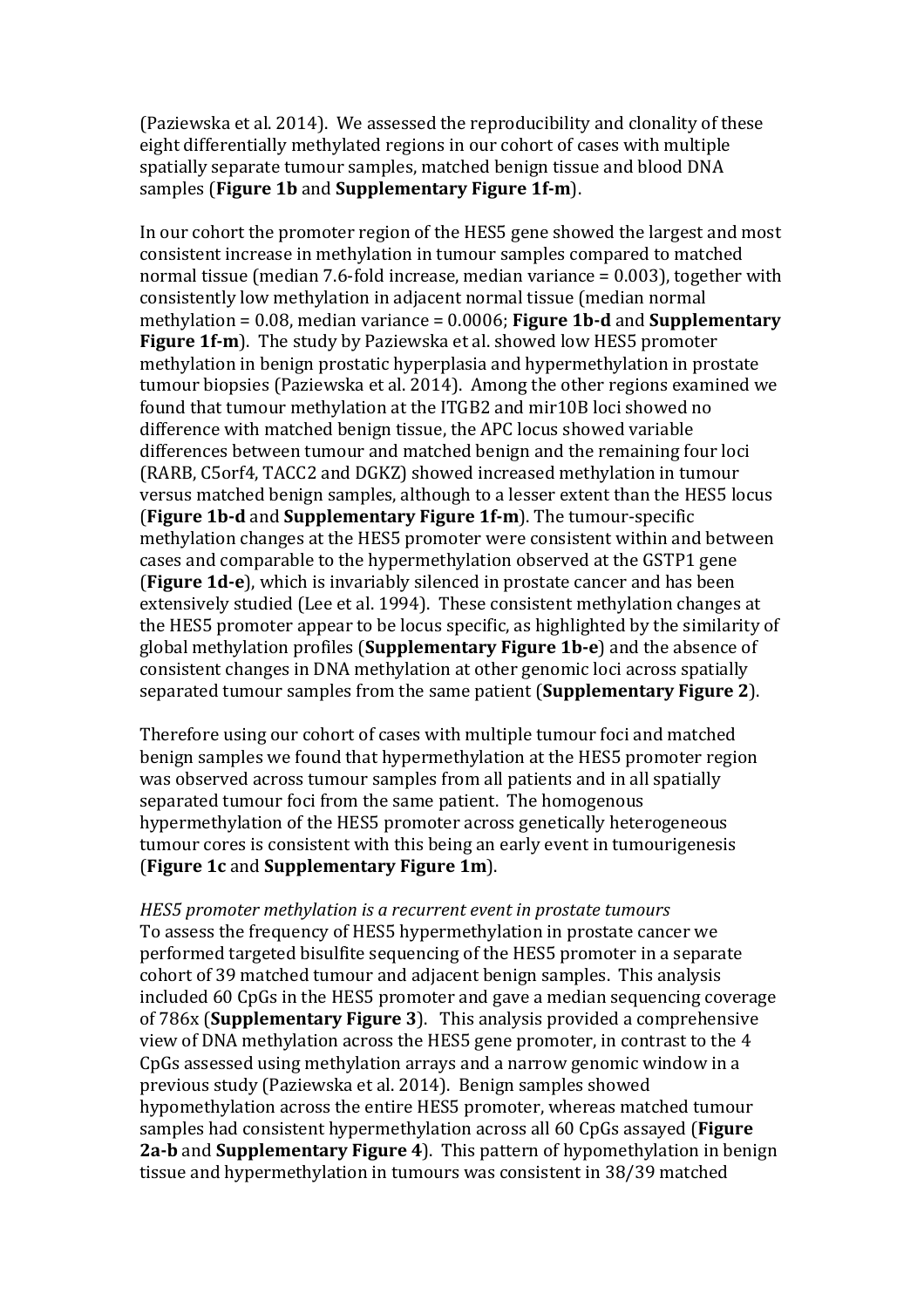(Paziewska et al. 2014). We assessed the reproducibility and clonality of these eight differentially methylated regions in our cohort of cases with multiple spatially separate tumour samples, matched benign tissue and blood DNA samples (**Figure 1b** and **Supplementary Figure 1f-m**).

In our cohort the promoter region of the HES5 gene showed the largest and most consistent increase in methylation in tumour samples compared to matched normal tissue (median 7.6-fold increase, median variance = 0.003), together with consistently low methylation in adjacent normal tissue (median normal methylation = 0.08, median variance = 0.0006; **Figure 1b-d** and **Supplementary Figure 1f-m**). The study by Paziewska et al. showed low HES5 promoter methylation in benign prostatic hyperplasia and hypermethylation in prostate tumour biopsies (Paziewska et al. 2014). Among the other regions examined we found that tumour methylation at the ITGB2 and mir10B loci showed no difference with matched benign tissue, the APC locus showed variable differences between tumour and matched benign and the remaining four loci (RARB, C5orf4, TACC2 and DGKZ) showed increased methylation in tumour versus matched benign samples, although to a lesser extent than the HES5 locus (**Figure 1b-d** and **Supplementary Figure 1f-m**). The tumour-specific methylation changes at the HES5 promoter were consistent within and between cases and comparable to the hypermethylation observed at the GSTP1 gene (**Figure 1d-e**), which is invariably silenced in prostate cancer and has been extensively studied (Lee et al. 1994). These consistent methylation changes at the HES5 promoter appear to be locus specific, as highlighted by the similarity of global methylation profiles (**Supplementary Figure 1b-e**) and the absence of consistent changes in DNA methylation at other genomic loci across spatially separated tumour samples from the same patient (**Supplementary Figure 2**).

Therefore using our cohort of cases with multiple tumour foci and matched benign samples we found that hypermethylation at the HES5 promoter region was observed across tumour samples from all patients and in all spatially separated tumour foci from the same patient. The homogenous hypermethylation of the HES5 promoter across genetically heterogeneous tumour cores is consistent with this being an early event in tumourigenesis (**Figure 1c** and **Supplementary Figure 1m**).

*HES5 promoter methylation is a recurrent event in prostate tumours*

To assess the frequency of HES5 hypermethylation in prostate cancer we performed targeted bisulfite sequencing of the HES5 promoter in a separate cohort of 39 matched tumour and adjacent benign samples. This analysis included 60 CpGs in the HES5 promoter and gave a median sequencing coverage of 786x (**Supplementary Figure 3**). This analysis provided a comprehensive view of DNA methylation across the HES5 gene promoter, in contrast to the 4 CpGs assessed using methylation arrays and a narrow genomic window in a previous study (Paziewska et al. 2014). Benign samples showed hypomethylation across the entire HES5 promoter, whereas matched tumour samples had consistent hypermethylation across all 60 CpGs assayed (**Figure 2a-b** and **Supplementary Figure 4**). This pattern of hypomethylation in benign tissue and hypermethylation in tumours was consistent in 38/39 matched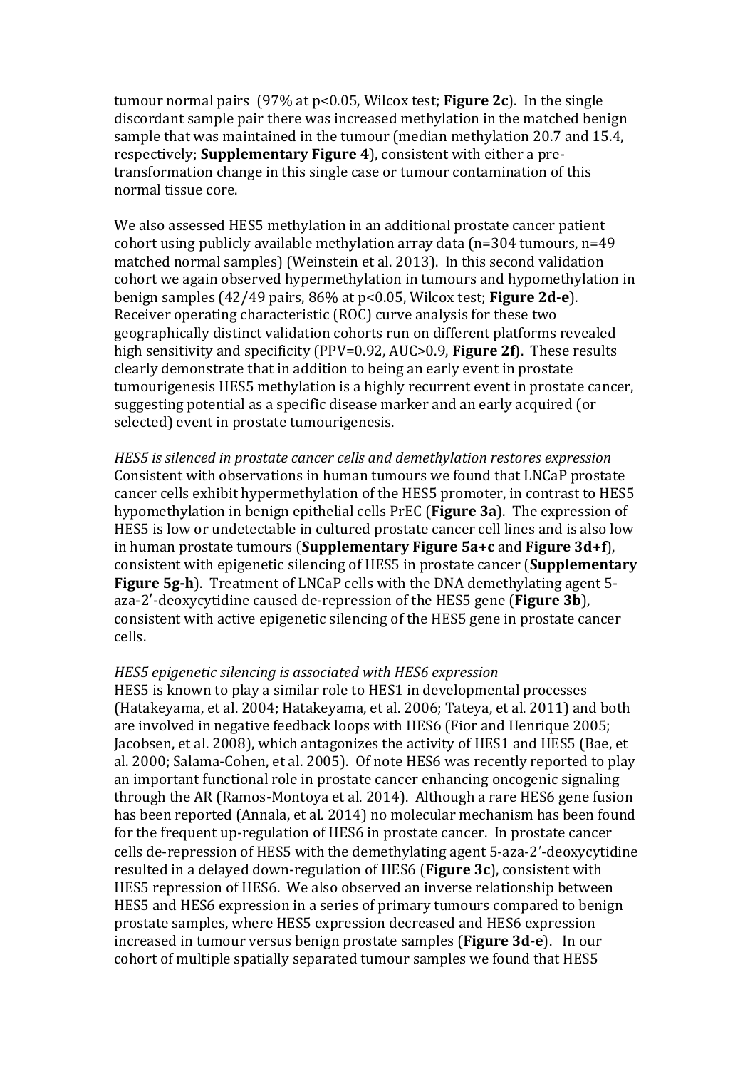tumour normal pairs (97% at $p<0.05$, Wilcox test; **Figure 2c**). In the single discordant sample pair there was increased methylation in the matched benign sample that was maintained in the tumour (median methylation 20.7 and 15.4, respectively; **Supplementary Figure 4**), consistent with either a pre-transformation change in this single case or tumour contamination of this normal tissue core.

We also assessed HES5 methylation in an additional prostate cancer patient cohort using publicly available methylation array data (n=304 tumours, n=49 matched normal samples) (Weinstein et al. 2013). In this second validation cohort we again observed hypermethylation in tumours and hypomethylation in benign samples (42/49 pairs, 86% at $p<0.05$, Wilcox test; **Figure 2d-e**). Receiver operating characteristic (ROC) curve analysis for these two geographically distinct validation cohorts run on different platforms revealed high sensitivity and specificity (PPV=0.92, AUC>0.9, **Figure 2f**). These results clearly demonstrate that in addition to being an early event in prostate tumourigenesis HES5 methylation is a highly recurrent event in prostate cancer, suggesting potential as a specific disease marker and an early acquired (or selected) event in prostate tumourigenesis.

*HES5 is silenced in prostate cancer cells and demethylation restores expression*
Consistent with observations in human tumours we found that LNCaP prostate cancer cells exhibit hypermethylation of the HES5 promoter, in contrast to HES5 hypomethylation in benign epithelial cells PrEC (**Figure 3a**). The expression of HES5 is low or undetectable in cultured prostate cancer cell lines and is also low in human prostate tumours (**Supplementary Figure 5a+c** and **Figure 3d+f**), consistent with epigenetic silencing of HES5 in prostate cancer (**Supplementary Figure 5g-h**). Treatment of LNCaP cells with the DNA demethylating agent 5-aza-2′-deoxycytidine caused de-repression of the HES5 gene (**Figure 3b**), consistent with active epigenetic silencing of the HES5 gene in prostate cancer cells.

*HES5 epigenetic silencing is associated with HES6 expression*
HES5 is known to play a similar role to HES1 in developmental processes (Hatakeyama, et al. 2004; Hatakeyama, et al. 2006; Tateya, et al. 2011) and both are involved in negative feedback loops with HES6 (Fior and Henrique 2005; Jacobsen, et al. 2008), which antagonizes the activity of HES1 and HES5 (Bae, et al. 2000; Salama-Cohen, et al. 2005). Of note HES6 was recently reported to play an important functional role in prostate cancer enhancing oncogenic signaling through the AR (Ramos-Montoya et al. 2014). Although a rare HES6 gene fusion has been reported (Annala, et al. 2014) no molecular mechanism has been found for the frequent up-regulation of HES6 in prostate cancer. In prostate cancer cells de-repression of HES5 with the demethylating agent 5-aza-2′-deoxycytidine resulted in a delayed down-regulation of HES6 (**Figure 3c**), consistent with HES5 repression of HES6. We also observed an inverse relationship between HES5 and HES6 expression in a series of primary tumours compared to benign prostate samples, where HES5 expression decreased and HES6 expression increased in tumour versus benign prostate samples (**Figure 3d-e**). In our cohort of multiple spatially separated tumour samples we found that HES5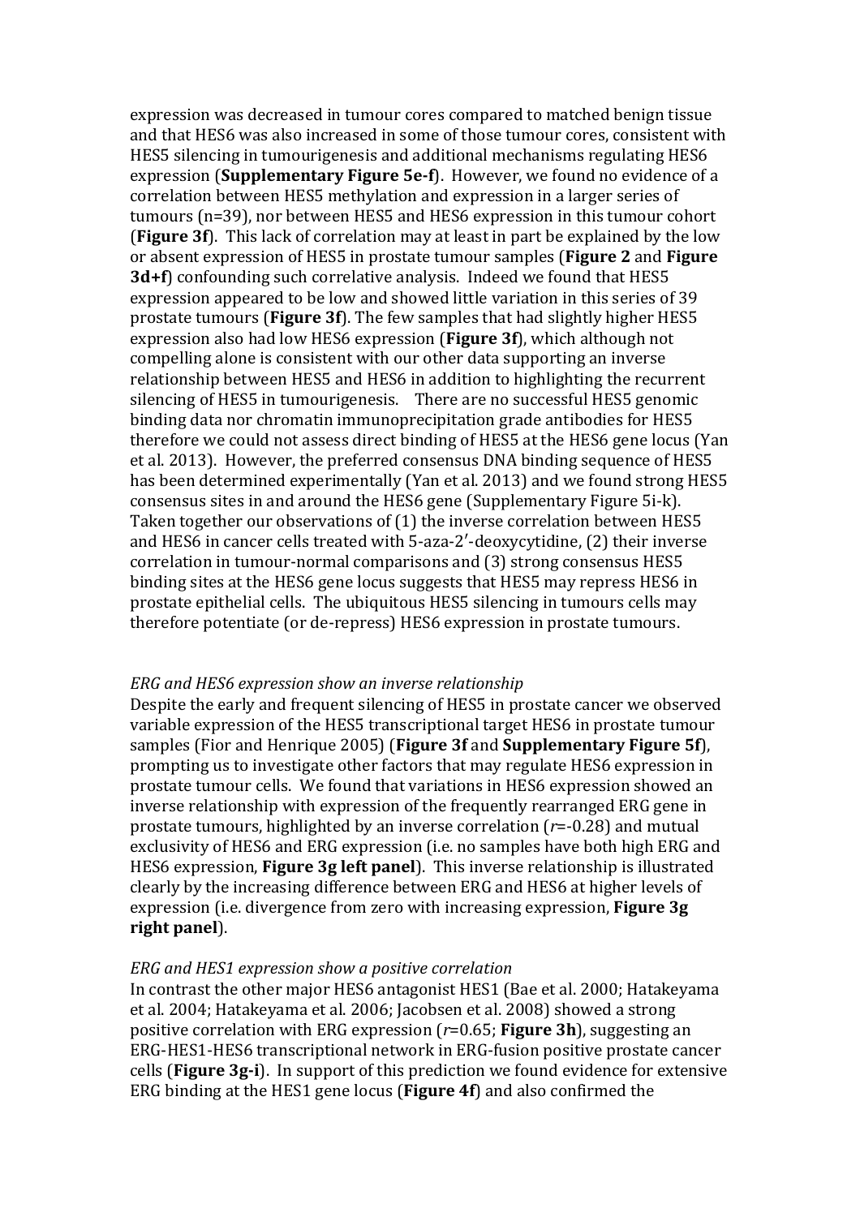expression was decreased in tumour cores compared to matched benign tissue and that HES6 was also increased in some of those tumour cores, consistent with HES5 silencing in tumourigenesis and additional mechanisms regulating HES6 expression (**Supplementary Figure 5e-f**). However, we found no evidence of a correlation between HES5 methylation and expression in a larger series of tumours (n=39), nor between HES5 and HES6 expression in this tumour cohort (**Figure 3f**). This lack of correlation may at least in part be explained by the low or absent expression of HES5 in prostate tumour samples (**Figure 2** and **Figure 3d+f**) confounding such correlative analysis. Indeed we found that HES5 expression appeared to be low and showed little variation in this series of 39 prostate tumours (**Figure 3f**). The few samples that had slightly higher HES5 expression also had low HES6 expression (**Figure 3f**), which although not compelling alone is consistent with our other data supporting an inverse relationship between HES5 and HES6 in addition to highlighting the recurrent silencing of HES5 in tumourigenesis. There are no successful HES5 genomic binding data nor chromatin immunoprecipitation grade antibodies for HES5 therefore we could not assess direct binding of HES5 at the HES6 gene locus (Yan et al. 2013). However, the preferred consensus DNA binding sequence of HES5 has been determined experimentally (Yan et al. 2013) and we found strong HES5 consensus sites in and around the HES6 gene (Supplementary Figure 5i-k). Taken together our observations of (1) the inverse correlation between HES5 and HES6 in cancer cells treated with 5-aza-2′-deoxycytidine, (2) their inverse correlation in tumour-normal comparisons and (3) strong consensus HES5 binding sites at the HES6 gene locus suggests that HES5 may repress HES6 in prostate epithelial cells. The ubiquitous HES5 silencing in tumours cells may therefore potentiate (or de-repress) HES6 expression in prostate tumours.

*ERG and HES6 expression show an inverse relationship*

Despite the early and frequent silencing of HES5 in prostate cancer we observed variable expression of the HES5 transcriptional target HES6 in prostate tumour samples (Fior and Henrique 2005) (**Figure 3f** and **Supplementary Figure 5f**), prompting us to investigate other factors that may regulate HES6 expression in prostate tumour cells. We found that variations in HES6 expression showed an inverse relationship with expression of the frequently rearranged ERG gene in prostate tumours, highlighted by an inverse correlation ($r$=-0.28) and mutual exclusivity of HES6 and ERG expression (i.e. no samples have both high ERG and HES6 expression, **Figure 3g left panel**). This inverse relationship is illustrated clearly by the increasing difference between ERG and HES6 at higher levels of expression (i.e. divergence from zero with increasing expression, **Figure 3g right panel**).

*ERG and HES1 expression show a positive correlation*

In contrast the other major HES6 antagonist HES1 (Bae et al. 2000; Hatakeyama et al. 2004; Hatakeyama et al. 2006; Jacobsen et al. 2008) showed a strong positive correlation with ERG expression ($r$=0.65; **Figure 3h**), suggesting an ERG-HES1-HES6 transcriptional network in ERG-fusion positive prostate cancer cells (**Figure 3g-i**). In support of this prediction we found evidence for extensive ERG binding at the HES1 gene locus (**Figure 4f**) and also confirmed the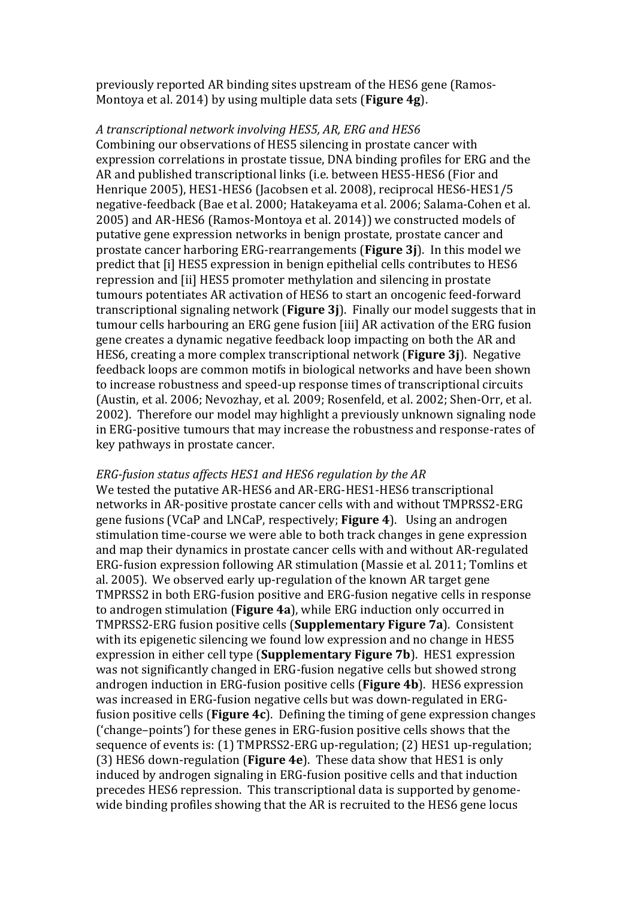previously reported AR binding sites upstream of the HES6 gene (Ramos-Montoya et al. 2014) by using multiple data sets (**Figure 4g**).

*A transcriptional network involving HES5, AR, ERG and HES6*

Combining our observations of HES5 silencing in prostate cancer with expression correlations in prostate tissue, DNA binding profiles for ERG and the AR and published transcriptional links (i.e. between HES5-HES6 (Fior and Henrique 2005), HES1-HES6 (Jacobsen et al. 2008), reciprocal HES6-HES1/5 negative-feedback (Bae et al. 2000; Hatakeyama et al. 2006; Salama-Cohen et al. 2005) and AR-HES6 (Ramos-Montoya et al. 2014)) we constructed models of putative gene expression networks in benign prostate, prostate cancer and prostate cancer harboring ERG-rearrangements (**Figure 3j**). In this model we predict that [i] HES5 expression in benign epithelial cells contributes to HES6 repression and [ii] HES5 promoter methylation and silencing in prostate tumours potentiates AR activation of HES6 to start an oncogenic feed-forward transcriptional signaling network (**Figure 3j**). Finally our model suggests that in tumour cells harbouring an ERG gene fusion [iii] AR activation of the ERG fusion gene creates a dynamic negative feedback loop impacting on both the AR and HES6, creating a more complex transcriptional network (**Figure 3j**). Negative feedback loops are common motifs in biological networks and have been shown to increase robustness and speed-up response times of transcriptional circuits (Austin, et al. 2006; Nevozhay, et al. 2009; Rosenfeld, et al. 2002; Shen-Orr, et al. 2002). Therefore our model may highlight a previously unknown signaling node in ERG-positive tumours that may increase the robustness and response-rates of key pathways in prostate cancer.

*ERG-fusion status affects HES1 and HES6 regulation by the AR*

We tested the putative AR-HES6 and AR-ERG-HES1-HES6 transcriptional networks in AR-positive prostate cancer cells with and without TMPRSS2-ERG gene fusions (VCaP and LNCaP, respectively; **Figure 4**). Using an androgen stimulation time-course we were able to both track changes in gene expression and map their dynamics in prostate cancer cells with and without AR-regulated ERG-fusion expression following AR stimulation (Massie et al. 2011; Tomlins et al. 2005). We observed early up-regulation of the known AR target gene TMPRSS2 in both ERG-fusion positive and ERG-fusion negative cells in response to androgen stimulation (**Figure 4a**), while ERG induction only occurred in TMPRSS2-ERG fusion positive cells (**Supplementary Figure 7a**). Consistent with its epigenetic silencing we found low expression and no change in HES5 expression in either cell type (**Supplementary Figure 7b**). HES1 expression was not significantly changed in ERG-fusion negative cells but showed strong androgen induction in ERG-fusion positive cells (**Figure 4b**). HES6 expression was increased in ERG-fusion negative cells but was down-regulated in ERG-fusion positive cells (**Figure 4c**). Defining the timing of gene expression changes ('change–points') for these genes in ERG-fusion positive cells shows that the sequence of events is: (1) TMPRSS2-ERG up-regulation; (2) HES1 up-regulation; (3) HES6 down-regulation (**Figure 4e**). These data show that HES1 is only induced by androgen signaling in ERG-fusion positive cells and that induction precedes HES6 repression. This transcriptional data is supported by genome-wide binding profiles showing that the AR is recruited to the HES6 gene locus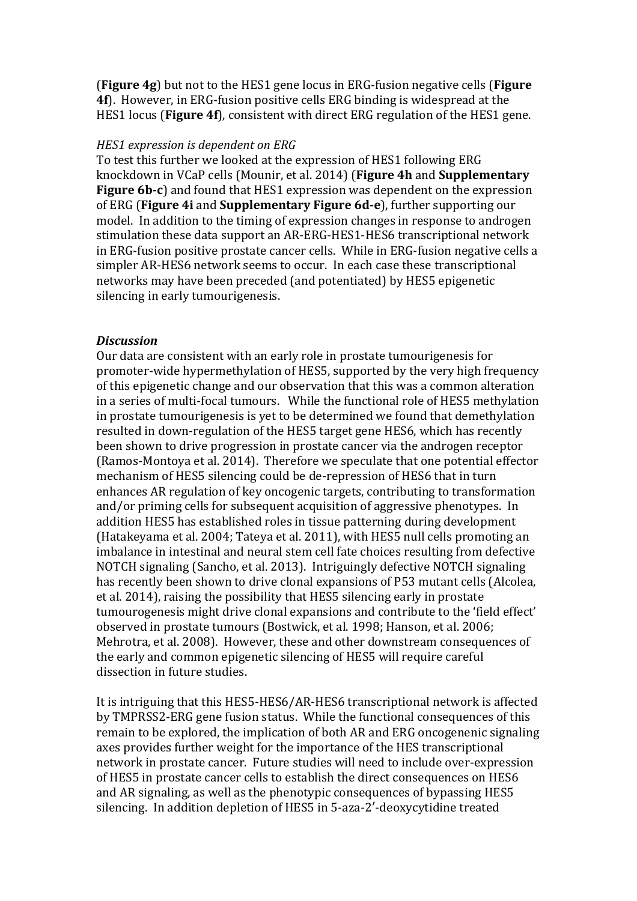(**Figure 4g**) but not to the HES1 gene locus in ERG-fusion negative cells (**Figure 4f**). However, in ERG-fusion positive cells ERG binding is widespread at the HES1 locus (**Figure 4f**), consistent with direct ERG regulation of the HES1 gene.

*HES1 expression is dependent on ERG*

To test this further we looked at the expression of HES1 following ERG knockdown in VCaP cells (Mounir, et al. 2014) (**Figure 4h** and **Supplementary Figure 6b-c**) and found that HES1 expression was dependent on the expression of ERG (**Figure 4i** and **Supplementary Figure 6d-e**), further supporting our model. In addition to the timing of expression changes in response to androgen stimulation these data support an AR-ERG-HES1-HES6 transcriptional network in ERG-fusion positive prostate cancer cells. While in ERG-fusion negative cells a simpler AR-HES6 network seems to occur. In each case these transcriptional networks may have been preceded (and potentiated) by HES5 epigenetic silencing in early tumourigenesis.

## *Discussion*

Our data are consistent with an early role in prostate tumourigenesis for promoter-wide hypermethylation of HES5, supported by the very high frequency of this epigenetic change and our observation that this was a common alteration in a series of multi-focal tumours. While the functional role of HES5 methylation in prostate tumourigenesis is yet to be determined we found that demethylation resulted in down-regulation of the HES5 target gene HES6, which has recently been shown to drive progression in prostate cancer via the androgen receptor (Ramos-Montoya et al. 2014). Therefore we speculate that one potential effector mechanism of HES5 silencing could be de-repression of HES6 that in turn enhances AR regulation of key oncogenic targets, contributing to transformation and/or priming cells for subsequent acquisition of aggressive phenotypes. In addition HES5 has established roles in tissue patterning during development (Hatakeyama et al. 2004; Tateya et al. 2011), with HES5 null cells promoting an imbalance in intestinal and neural stem cell fate choices resulting from defective NOTCH signaling (Sancho, et al. 2013). Intriguingly defective NOTCH signaling has recently been shown to drive clonal expansions of P53 mutant cells (Alcolea, et al. 2014), raising the possibility that HES5 silencing early in prostate tumourogenesis might drive clonal expansions and contribute to the 'field effect' observed in prostate tumours (Bostwick, et al. 1998; Hanson, et al. 2006; Mehrotra, et al. 2008). However, these and other downstream consequences of the early and common epigenetic silencing of HES5 will require careful dissection in future studies.

It is intriguing that this HES5-HES6/AR-HES6 transcriptional network is affected by TMPRSS2-ERG gene fusion status. While the functional consequences of this remain to be explored, the implication of both AR and ERG oncogenic signaling axes provides further weight for the importance of the HES transcriptional network in prostate cancer. Future studies will need to include over-expression of HES5 in prostate cancer cells to establish the direct consequences on HES6 and AR signaling, as well as the phenotypic consequences of bypassing HES5 silencing. In addition depletion of HES5 in 5-aza-2′-deoxycytidine treated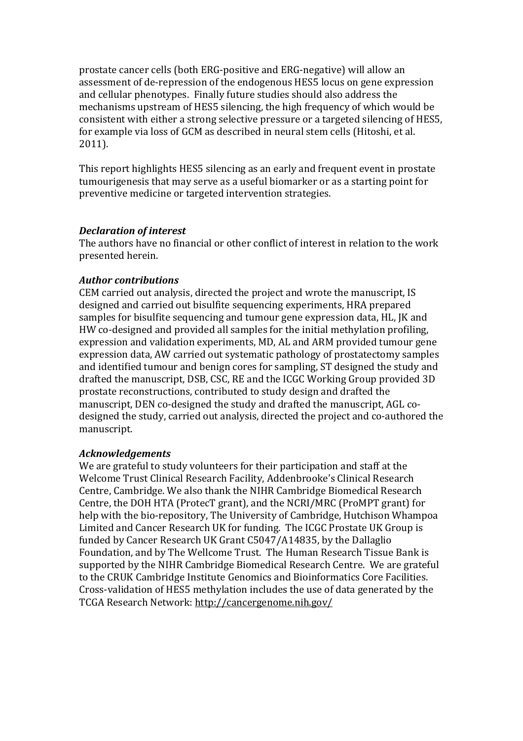prostate cancer cells (both ERG-positive and ERG-negative) will allow an assessment of de-repression of the endogenous HES5 locus on gene expression and cellular phenotypes. Finally future studies should also address the mechanisms upstream of HES5 silencing, the high frequency of which would be consistent with either a strong selective pressure or a targeted silencing of HES5, for example via loss of GCM as described in neural stem cells (Hitoshi, et al. 2011).

This report highlights HES5 silencing as an early and frequent event in prostate tumourigenesis that may serve as a useful biomarker or as a starting point for preventive medicine or targeted intervention strategies.

***Declaration of interest***

The authors have no financial or other conflict of interest in relation to the work presented herein.

***Author contributions***

CEM carried out analysis, directed the project and wrote the manuscript, IS designed and carried out bisulfite sequencing experiments, HRA prepared samples for bisulfite sequencing and tumour gene expression data, HL, JK and HW co-designed and provided all samples for the initial methylation profiling, expression and validation experiments, MD, AL and ARM provided tumour gene expression data, AW carried out systematic pathology of prostatectomy samples and identified tumour and benign cores for sampling, ST designed the study and drafted the manuscript, DSB, CSC, RE and the ICGC Working Group provided 3D prostate reconstructions, contributed to study design and drafted the manuscript, DEN co-designed the study and drafted the manuscript, AGL co-designed the study, carried out analysis, directed the project and co-authored the manuscript.

***Acknowledgements***

We are grateful to study volunteers for their participation and staff at the Welcome Trust Clinical Research Facility, Addenbrooke's Clinical Research Centre, Cambridge. We also thank the NIHR Cambridge Biomedical Research Centre, the DOH HTA (ProtecT grant), and the NCRI/MRC (ProMPT grant) for help with the bio-repository, The University of Cambridge, Hutchison Whampoa Limited and Cancer Research UK for funding. The ICGC Prostate UK Group is funded by Cancer Research UK Grant C5047/A14835, by the Dallaglio Foundation, and by The Wellcome Trust. The Human Research Tissue Bank is supported by the NIHR Cambridge Biomedical Research Centre. We are grateful to the CRUK Cambridge Institute Genomics and Bioinformatics Core Facilities. Cross-validation of HES5 methylation includes the use of data generated by the TCGA Research Network: http://cancergenome.nih.gov/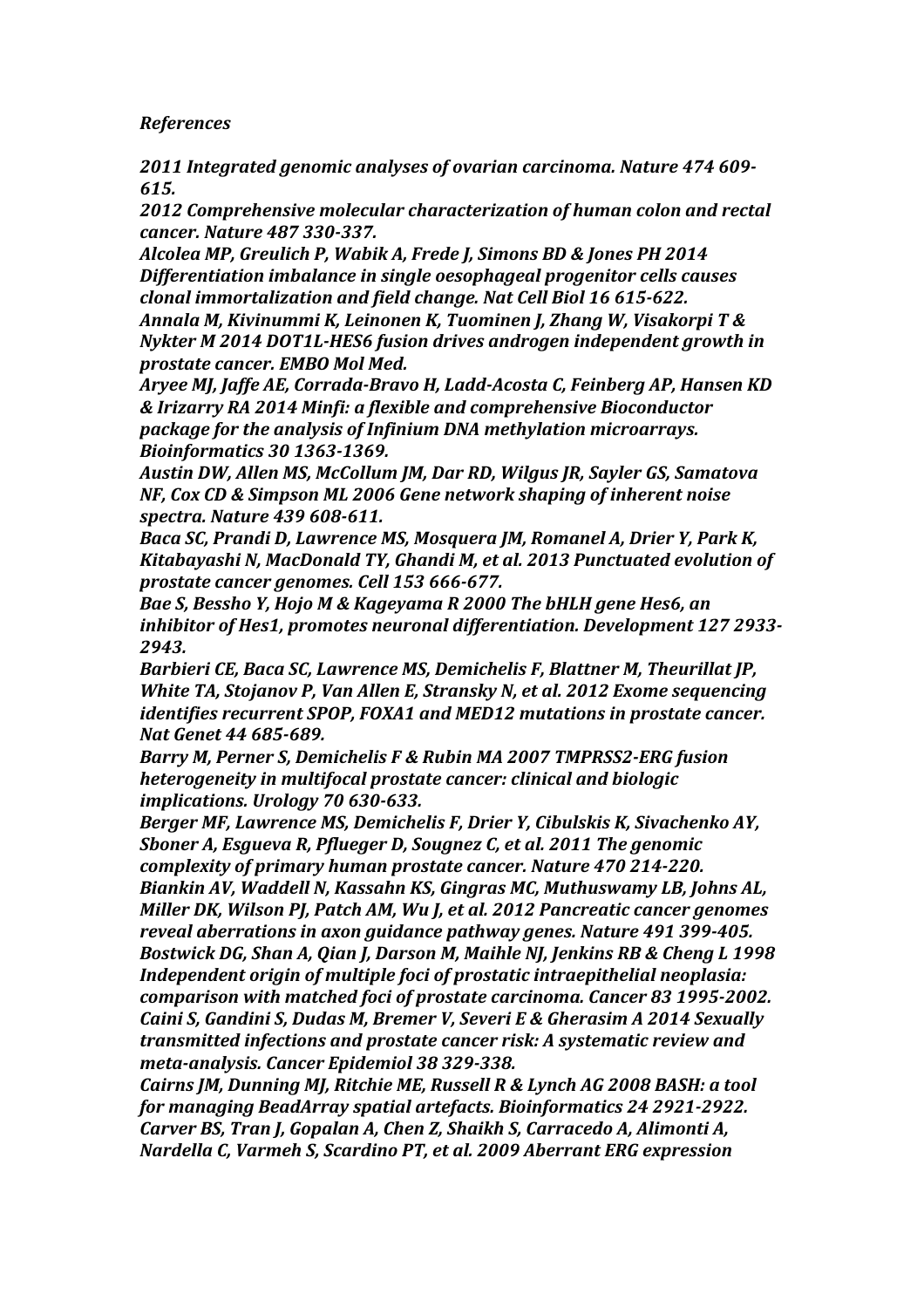*References*

***2011 Integrated genomic analyses of ovarian carcinoma. Nature 474 609-615.***

***2012 Comprehensive molecular characterization of human colon and rectal cancer. Nature 487 330-337.***

***Alcolea MP, Greulich P, Wabik A, Frede J, Simons BD & Jones PH 2014 Differentiation imbalance in single oesophageal progenitor cells causes clonal immortalization and field change. Nat Cell Biol 16 615-622.***

***Annala M, Kivinummi K, Leinonen K, Tuominen J, Zhang W, Visakorpi T & Nykter M 2014 DOT1L-HES6 fusion drives androgen independent growth in prostate cancer. EMBO Mol Med.***

***Aryee MJ, Jaffe AE, Corrada-Bravo H, Ladd-Acosta C, Feinberg AP, Hansen KD & Irizarry RA 2014 Minfi: a flexible and comprehensive Bioconductor package for the analysis of Infinium DNA methylation microarrays. Bioinformatics 30 1363-1369.***

***Austin DW, Allen MS, McCollum JM, Dar RD, Wilgus JR, Sayler GS, Samatova NF, Cox CD & Simpson ML 2006 Gene network shaping of inherent noise spectra. Nature 439 608-611.***

***Baca SC, Prandi D, Lawrence MS, Mosquera JM, Romanel A, Drier Y, Park K, Kitabayashi N, MacDonald TY, Ghandi M, et al. 2013 Punctuated evolution of prostate cancer genomes. Cell 153 666-677.***

***Bae S, Bessho Y, Hojo M & Kageyama R 2000 The bHLH gene Hes6, an inhibitor of Hes1, promotes neuronal differentiation. Development 127 2933-2943.***

***Barbieri CE, Baca SC, Lawrence MS, Demichelis F, Blattner M, Theurillat JP, White TA, Stojanov P, Van Allen E, Stransky N, et al. 2012 Exome sequencing identifies recurrent SPOP, FOXA1 and MED12 mutations in prostate cancer. Nat Genet 44 685-689.***

***Barry M, Perner S, Demichelis F & Rubin MA 2007 TMPRSS2-ERG fusion heterogeneity in multifocal prostate cancer: clinical and biologic implications. Urology 70 630-633.***

***Berger MF, Lawrence MS, Demichelis F, Drier Y, Cibulskis K, Sivachenko AY, Sboner A, Esgueva R, Pflueger D, Sougnez C, et al. 2011 The genomic complexity of primary human prostate cancer. Nature 470 214-220.***

***Biankin AV, Waddell N, Kassahn KS, Gingras MC, Muthuswamy LB, Johns AL, Miller DK, Wilson PJ, Patch AM, Wu J, et al. 2012 Pancreatic cancer genomes reveal aberrations in axon guidance pathway genes. Nature 491 399-405.***

***Bostwick DG, Shan A, Qian J, Darson M, Maihle NJ, Jenkins RB & Cheng L 1998 Independent origin of multiple foci of prostatic intraepithelial neoplasia: comparison with matched foci of prostate carcinoma. Cancer 83 1995-2002.***

***Caini S, Gandini S, Dudas M, Bremer V, Severi E & Gherasim A 2014 Sexually transmitted infections and prostate cancer risk: A systematic review and meta-analysis. Cancer Epidemiol 38 329-338.***

***Cairns JM, Dunning MJ, Ritchie ME, Russell R & Lynch AG 2008 BASH: a tool for managing BeadArray spatial artefacts. Bioinformatics 24 2921-2922.***

***Carver BS, Tran J, Gopalan A, Chen Z, Shaikh S, Carracedo A, Alimonti A, Nardella C, Varmeh S, Scardino PT, et al. 2009 Aberrant ERG expression***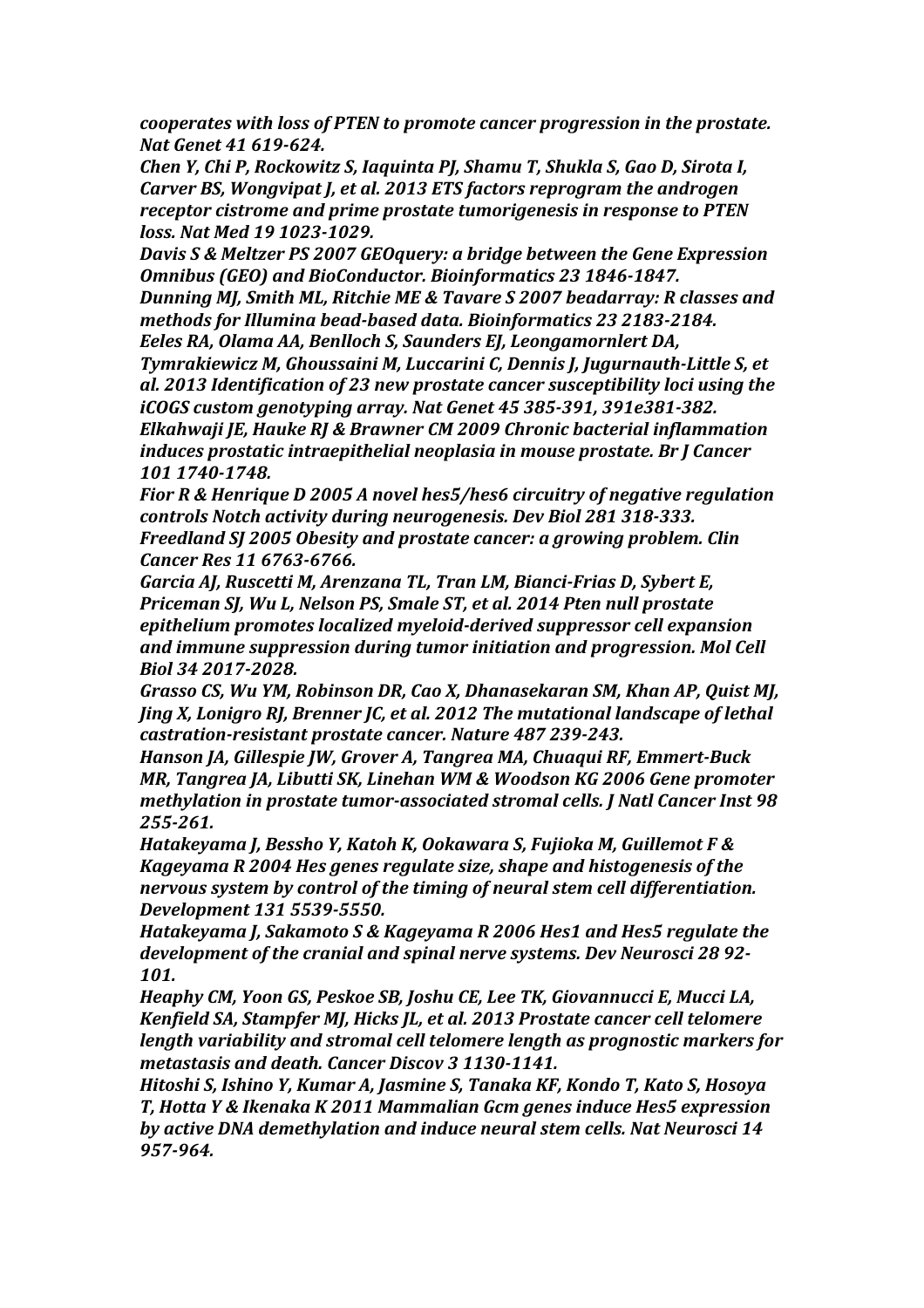*cooperates with loss of PTEN to promote cancer progression in the prostate. Nat Genet 41 619-624.*

*Chen Y, Chi P, Rockowitz S, Iaquinta PJ, Shamu T, Shukla S, Gao D, Sirota I, Carver BS, Wongvipat J, et al. 2013 ETS factors reprogram the androgen receptor cistrome and prime prostate tumorigenesis in response to PTEN loss. Nat Med 19 1023-1029.*

*Davis S & Meltzer PS 2007 GEOquery: a bridge between the Gene Expression Omnibus (GEO) and BioConductor. Bioinformatics 23 1846-1847.*

*Dunning MJ, Smith ML, Ritchie ME & Tavare S 2007 beadarray: R classes and methods for Illumina bead-based data. Bioinformatics 23 2183-2184.*

*Eeles RA, Olama AA, Benlloch S, Saunders EJ, Leongamornlert DA, Tymrakiewicz M, Ghoussaini M, Luccarini C, Dennis J, Jugurnauth-Little S, et al. 2013 Identification of 23 new prostate cancer susceptibility loci using the iCOGS custom genotyping array. Nat Genet 45 385-391, 391e381-382.*

*Elkahwaji JE, Hauke RJ & Brawner CM 2009 Chronic bacterial inflammation induces prostatic intraepithelial neoplasia in mouse prostate. Br J Cancer 101 1740-1748.*

*Fior R & Henrique D 2005 A novel hes5/hes6 circuitry of negative regulation controls Notch activity during neurogenesis. Dev Biol 281 318-333.*

*Freedland SJ 2005 Obesity and prostate cancer: a growing problem. Clin Cancer Res 11 6763-6766.*

*Garcia AJ, Ruscetti M, Arenzana TL, Tran LM, Bianci-Frias D, Sybert E, Priceman SJ, Wu L, Nelson PS, Smale ST, et al. 2014 Pten null prostate epithelium promotes localized myeloid-derived suppressor cell expansion and immune suppression during tumor initiation and progression. Mol Cell Biol 34 2017-2028.*

*Grasso CS, Wu YM, Robinson DR, Cao X, Dhanasekaran SM, Khan AP, Quist MJ, Jing X, Lonigro RJ, Brenner JC, et al. 2012 The mutational landscape of lethal castration-resistant prostate cancer. Nature 487 239-243.*

*Hanson JA, Gillespie JW, Grover A, Tangrea MA, Chuaqui RF, Emmert-Buck MR, Tangrea JA, Libutti SK, Linehan WM & Woodson KG 2006 Gene promoter methylation in prostate tumor-associated stromal cells. J Natl Cancer Inst 98 255-261.*

*Hatakeyama J, Bessho Y, Katoh K, Ookawara S, Fujioka M, Guillemot F & Kageyama R 2004 Hes genes regulate size, shape and histogenesis of the nervous system by control of the timing of neural stem cell differentiation. Development 131 5539-5550.*

*Hatakeyama J, Sakamoto S & Kageyama R 2006 Hes1 and Hes5 regulate the development of the cranial and spinal nerve systems. Dev Neurosci 28 92-101.*

*Heaphy CM, Yoon GS, Peskoe SB, Joshu CE, Lee TK, Giovannucci E, Mucci LA, Kenfield SA, Stampfer MJ, Hicks JL, et al. 2013 Prostate cancer cell telomere length variability and stromal cell telomere length as prognostic markers for metastasis and death. Cancer Discov 3 1130-1141.*

*Hitoshi S, Ishino Y, Kumar A, Jasmine S, Tanaka KF, Kondo T, Kato S, Hosoya T, Hotta Y & Ikenaka K 2011 Mammalian Gcm genes induce Hes5 expression by active DNA demethylation and induce neural stem cells. Nat Neurosci 14 957-964.*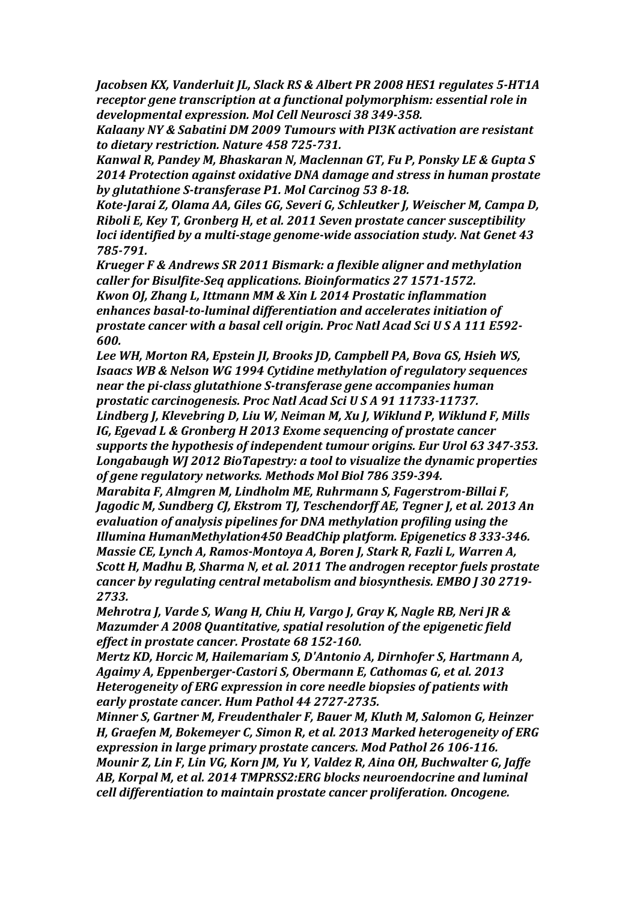*Jacobsen KX, Vanderluit JL, Slack RS & Albert PR 2008 HES1 regulates 5-HT1A receptor gene transcription at a functional polymorphism: essential role in developmental expression. Mol Cell Neurosci 38 349-358.*

*Kalaany NY & Sabatini DM 2009 Tumours with PI3K activation are resistant to dietary restriction. Nature 458 725-731.*

*Kanwal R, Pandey M, Bhaskaran N, Maclennan GT, Fu P, Ponsky LE & Gupta S 2014 Protection against oxidative DNA damage and stress in human prostate by glutathione S-transferase P1. Mol Carcinog 53 8-18.*

*Kote-Jarai Z, Olama AA, Giles GG, Severi G, Schleutker J, Weischer M, Campa D, Riboli E, Key T, Gronberg H, et al. 2011 Seven prostate cancer susceptibility loci identified by a multi-stage genome-wide association study. Nat Genet 43 785-791.*

*Krueger F & Andrews SR 2011 Bismark: a flexible aligner and methylation caller for Bisulfite-Seq applications. Bioinformatics 27 1571-1572.*

*Kwon OJ, Zhang L, Ittmann MM & Xin L 2014 Prostatic inflammation enhances basal-to-luminal differentiation and accelerates initiation of prostate cancer with a basal cell origin. Proc Natl Acad Sci U S A 111 E592-600.*

*Lee WH, Morton RA, Epstein JI, Brooks JD, Campbell PA, Bova GS, Hsieh WS, Isaacs WB & Nelson WG 1994 Cytidine methylation of regulatory sequences near the pi-class glutathione S-transferase gene accompanies human prostatic carcinogenesis. Proc Natl Acad Sci U S A 91 11733-11737.*

*Lindberg J, Klevebring D, Liu W, Neiman M, Xu J, Wiklund P, Wiklund F, Mills IG, Egevad L & Gronberg H 2013 Exome sequencing of prostate cancer supports the hypothesis of independent tumour origins. Eur Urol 63 347-353.*

*Longabaugh WJ 2012 BioTapestry: a tool to visualize the dynamic properties of gene regulatory networks. Methods Mol Biol 786 359-394.*

*Marabita F, Almgren M, Lindholm ME, Ruhrmann S, Fagerstrom-Billai F, Jagodic M, Sundberg CJ, Ekstrom TJ, Teschendorff AE, Tegner J, et al. 2013 An evaluation of analysis pipelines for DNA methylation profiling using the Illumina HumanMethylation450 BeadChip platform. Epigenetics 8 333-346.*

*Massie CE, Lynch A, Ramos-Montoya A, Boren J, Stark R, Fazli L, Warren A, Scott H, Madhu B, Sharma N, et al. 2011 The androgen receptor fuels prostate cancer by regulating central metabolism and biosynthesis. EMBO J 30 2719-2733.*

*Mehrotra J, Varde S, Wang H, Chiu H, Vargo J, Gray K, Nagle RB, Neri JR & Mazumder A 2008 Quantitative, spatial resolution of the epigenetic field effect in prostate cancer. Prostate 68 152-160.*

*Mertz KD, Horcic M, Hailemariam S, D'Antonio A, Dirnhofer S, Hartmann A, Agaimy A, Eppenberger-Castori S, Obermann E, Cathomas G, et al. 2013 Heterogeneity of ERG expression in core needle biopsies of patients with early prostate cancer. Hum Pathol 44 2727-2735.*

*Minner S, Gartner M, Freudenthaler F, Bauer M, Kluth M, Salomon G, Heinzer H, Graefen M, Bokemeyer C, Simon R, et al. 2013 Marked heterogeneity of ERG expression in large primary prostate cancers. Mod Pathol 26 106-116.*

*Mounir Z, Lin F, Lin VG, Korn JM, Yu Y, Valdez R, Aina OH, Buchwalter G, Jaffe AB, Korpal M, et al. 2014 TMPRSS2:ERG blocks neuroendocrine and luminal cell differentiation to maintain prostate cancer proliferation. Oncogene.*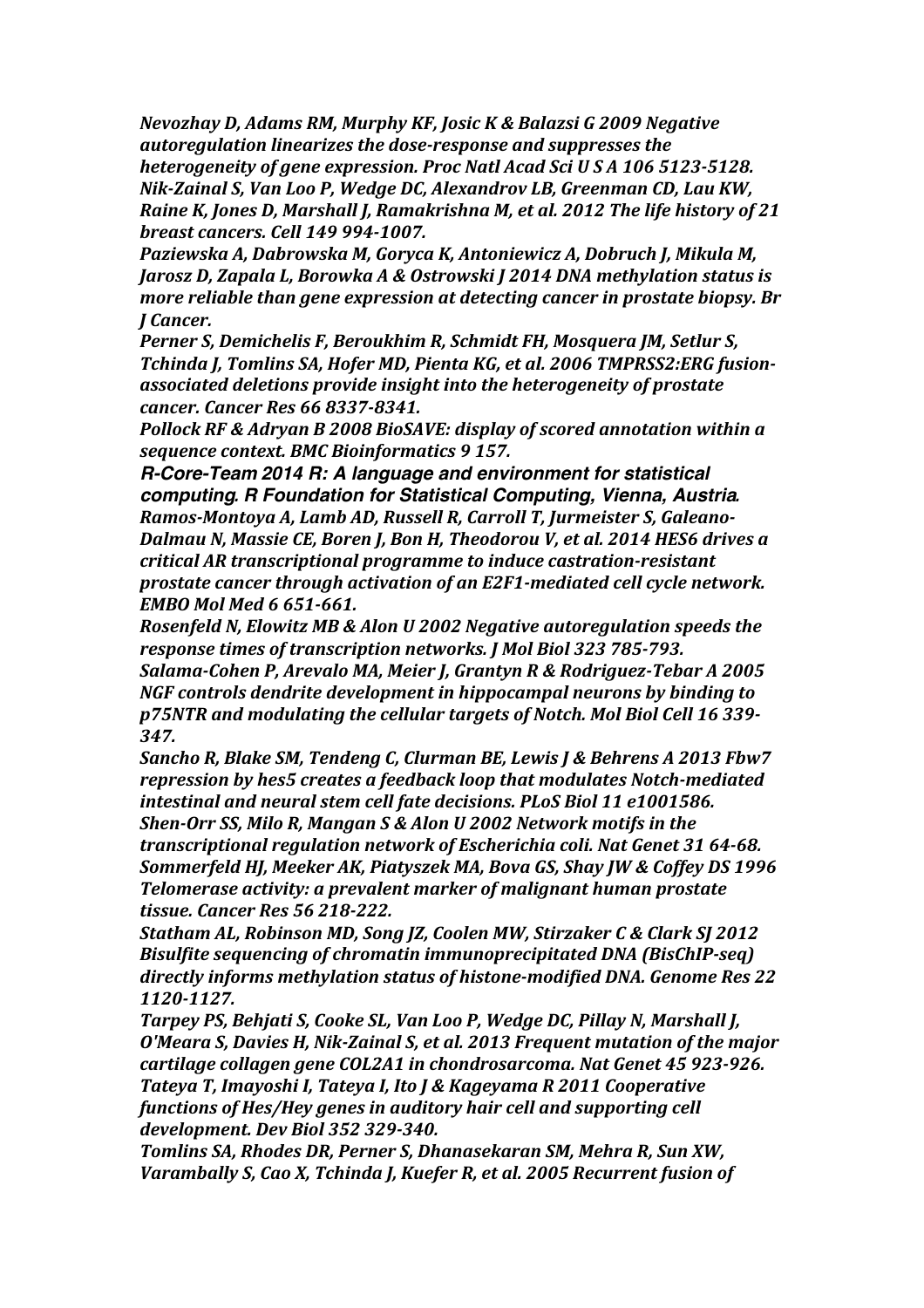*Nevozhay D, Adams RM, Murphy KF, Josic K & Balazsi G 2009 Negative autoregulation linearizes the dose-response and suppresses the heterogeneity of gene expression. Proc Natl Acad Sci U S A 106 5123-5128.*
*Nik-Zainal S, Van Loo P, Wedge DC, Alexandrov LB, Greenman CD, Lau KW, Raine K, Jones D, Marshall J, Ramakrishna M, et al. 2012 The life history of 21 breast cancers. Cell 149 994-1007.*
*Paziewska A, Dabrowska M, Goryca K, Antoniewicz A, Dobruch J, Mikula M, Jarosz D, Zapala L, Borowka A & Ostrowski J 2014 DNA methylation status is more reliable than gene expression at detecting cancer in prostate biopsy. Br J Cancer.*
*Perner S, Demichelis F, Beroukhim R, Schmidt FH, Mosquera JM, Setlur S, Tchinda J, Tomlins SA, Hofer MD, Pienta KG, et al. 2006 TMPRSS2:ERG fusion-associated deletions provide insight into the heterogeneity of prostate cancer. Cancer Res 66 8337-8341.*
*Pollock RF & Adryan B 2008 BioSAVE: display of scored annotation within a sequence context. BMC Bioinformatics 9 157.*
*R-Core-Team 2014 R: A language and environment for statistical computing. R Foundation for Statistical Computing, Vienna, Austria.*
*Ramos-Montoya A, Lamb AD, Russell R, Carroll T, Jurmeister S, Galeano-Dalmau N, Massie CE, Boren J, Bon H, Theodorou V, et al. 2014 HES6 drives a critical AR transcriptional programme to induce castration-resistant prostate cancer through activation of an E2F1-mediated cell cycle network. EMBO Mol Med 6 651-661.*
*Rosenfeld N, Elowitz MB & Alon U 2002 Negative autoregulation speeds the response times of transcription networks. J Mol Biol 323 785-793.*
*Salama-Cohen P, Arevalo MA, Meier J, Grantyn R & Rodriguez-Tebar A 2005 NGF controls dendrite development in hippocampal neurons by binding to p75NTR and modulating the cellular targets of Notch. Mol Biol Cell 16 339-347.*
*Sancho R, Blake SM, Tendeng C, Clurman BE, Lewis J & Behrens A 2013 Fbw7 repression by hes5 creates a feedback loop that modulates Notch-mediated intestinal and neural stem cell fate decisions. PLoS Biol 11 e1001586.*
*Shen-Orr SS, Milo R, Mangan S & Alon U 2002 Network motifs in the transcriptional regulation network of Escherichia coli. Nat Genet 31 64-68.*
*Sommerfeld HJ, Meeker AK, Piatyszek MA, Bova GS, Shay JW & Coffey DS 1996 Telomerase activity: a prevalent marker of malignant human prostate tissue. Cancer Res 56 218-222.*
*Statham AL, Robinson MD, Song JZ, Coolen MW, Stirzaker C & Clark SJ 2012 Bisulfite sequencing of chromatin immunoprecipitated DNA (BisChIP-seq) directly informs methylation status of histone-modified DNA. Genome Res 22 1120-1127.*
*Tarpey PS, Behjati S, Cooke SL, Van Loo P, Wedge DC, Pillay N, Marshall J, O'Meara S, Davies H, Nik-Zainal S, et al. 2013 Frequent mutation of the major cartilage collagen gene COL2A1 in chondrosarcoma. Nat Genet 45 923-926.*
*Tateya T, Imayoshi I, Tateya I, Ito J & Kageyama R 2011 Cooperative functions of Hes/Hey genes in auditory hair cell and supporting cell development. Dev Biol 352 329-340.*
*Tomlins SA, Rhodes DR, Perner S, Dhanasekaran SM, Mehra R, Sun XW, Varambally S, Cao X, Tchinda J, Kuefer R, et al. 2005 Recurrent fusion of*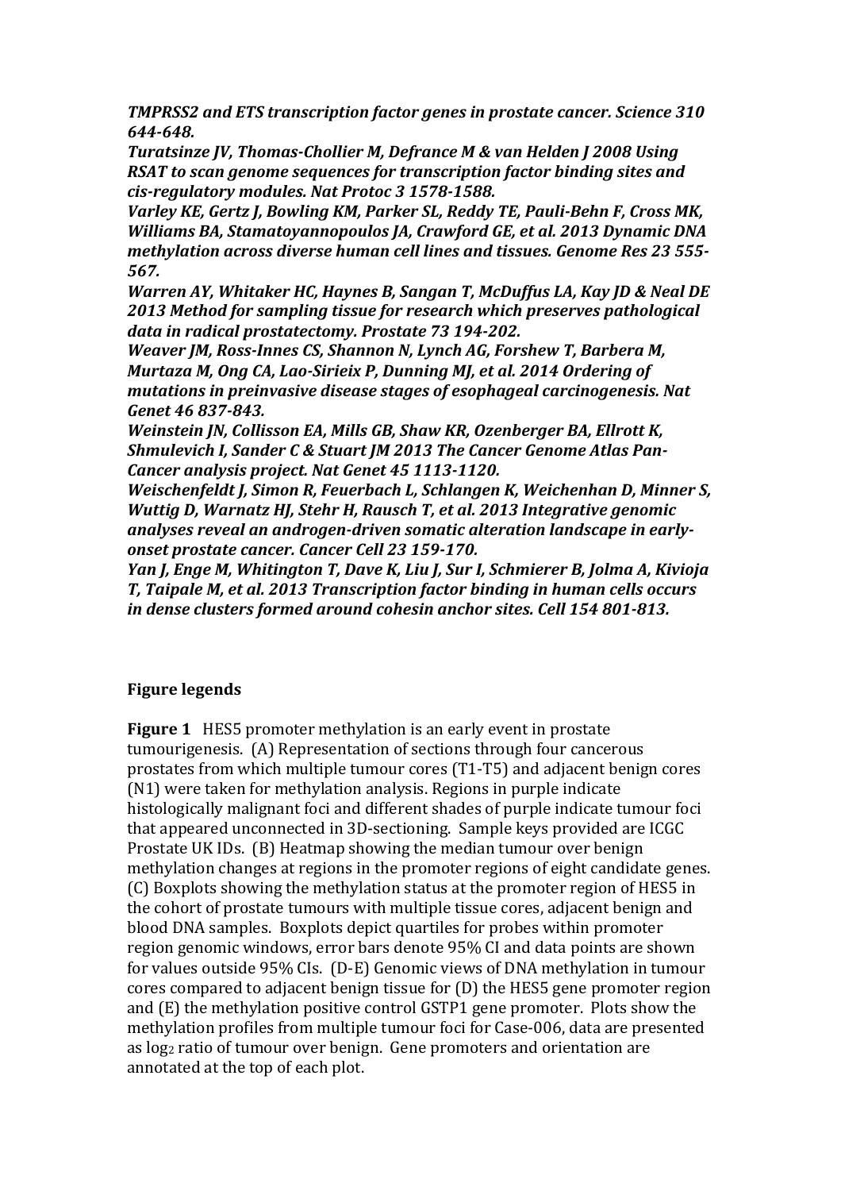*TMPRSS2 and ETS transcription factor genes in prostate cancer. Science 310 644-648.*

*Turatsinze JV, Thomas-Chollier M, Defrance M & van Helden J 2008 Using RSAT to scan genome sequences for transcription factor binding sites and cis-regulatory modules. Nat Protoc 3 1578-1588.*

*Varley KE, Gertz J, Bowling KM, Parker SL, Reddy TE, Pauli-Behn F, Cross MK, Williams BA, Stamatoyannopoulos JA, Crawford GE, et al. 2013 Dynamic DNA methylation across diverse human cell lines and tissues. Genome Res 23 555-567.*

*Warren AY, Whitaker HC, Haynes B, Sangan T, McDuffus LA, Kay JD & Neal DE 2013 Method for sampling tissue for research which preserves pathological data in radical prostatectomy. Prostate 73 194-202.*

*Weaver JM, Ross-Innes CS, Shannon N, Lynch AG, Forshew T, Barbera M, Murtaza M, Ong CA, Lao-Sirieix P, Dunning MJ, et al. 2014 Ordering of mutations in preinvasive disease stages of esophageal carcinogenesis. Nat Genet 46 837-843.*

*Weinstein JN, Collisson EA, Mills GB, Shaw KR, Ozenberger BA, Ellrott K, Shmulevich I, Sander C & Stuart JM 2013 The Cancer Genome Atlas Pan-Cancer analysis project. Nat Genet 45 1113-1120.*

*Weischenfeldt J, Simon R, Feuerbach L, Schlangen K, Weichenhan D, Minner S, Wuttig D, Warnatz HJ, Stehr H, Rausch T, et al. 2013 Integrative genomic analyses reveal an androgen-driven somatic alteration landscape in early-onset prostate cancer. Cancer Cell 23 159-170.*

*Yan J, Enge M, Whitington T, Dave K, Liu J, Sur I, Schmierer B, Jolma A, Kivioja T, Taipale M, et al. 2013 Transcription factor binding in human cells occurs in dense clusters formed around cohesin anchor sites. Cell 154 801-813.*

## Figure legends

**Figure 1** HES5 promoter methylation is an early event in prostate tumourigenesis. (A) Representation of sections through four cancerous prostates from which multiple tumour cores (T1-T5) and adjacent benign cores (N1) were taken for methylation analysis. Regions in purple indicate histologically malignant foci and different shades of purple indicate tumour foci that appeared unconnected in 3D-sectioning. Sample keys provided are ICGC Prostate UK IDs. (B) Heatmap showing the median tumour over benign methylation changes at regions in the promoter regions of eight candidate genes. (C) Boxplots showing the methylation status at the promoter region of HES5 in the cohort of prostate tumours with multiple tissue cores, adjacent benign and blood DNA samples. Boxplots depict quartiles for probes within promoter region genomic windows, error bars denote 95% CI and data points are shown for values outside 95% CIs. (D-E) Genomic views of DNA methylation in tumour cores compared to adjacent benign tissue for (D) the HES5 gene promoter region and (E) the methylation positive control GSTP1 gene promoter. Plots show the methylation profiles from multiple tumour foci for Case-006, data are presented as $\log_2$ ratio of tumour over benign. Gene promoters and orientation are annotated at the top of each plot.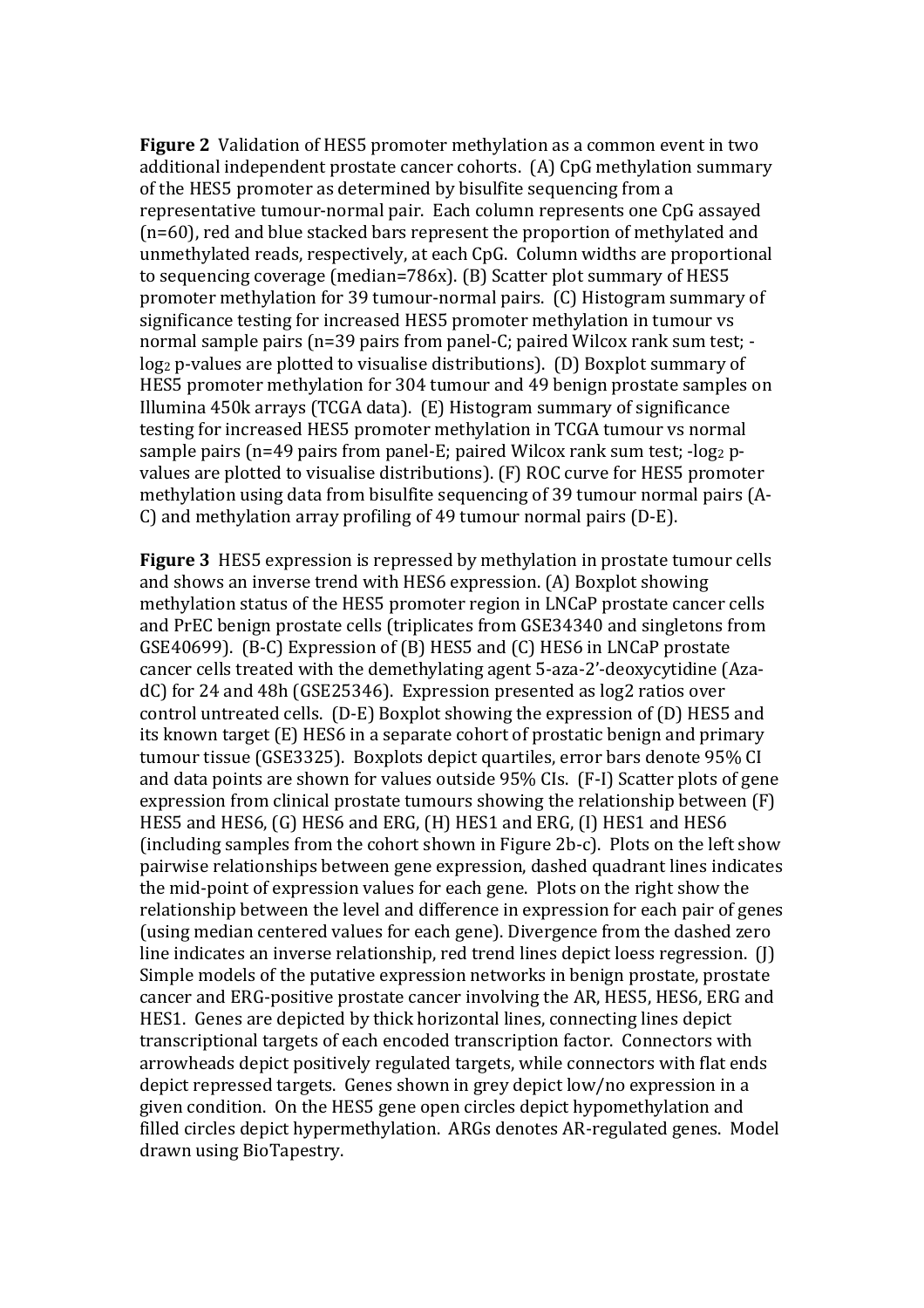**Figure 2** Validation of HES5 promoter methylation as a common event in two additional independent prostate cancer cohorts. (A) CpG methylation summary of the HES5 promoter as determined by bisulfite sequencing from a representative tumour-normal pair. Each column represents one CpG assayed (n=60), red and blue stacked bars represent the proportion of methylated and unmethylated reads, respectively, at each CpG. Column widths are proportional to sequencing coverage (median=786x). (B) Scatter plot summary of HES5 promoter methylation for 39 tumour-normal pairs. (C) Histogram summary of significance testing for increased HES5 promoter methylation in tumour vs normal sample pairs (n=39 pairs from panel-C; paired Wilcox rank sum test; -$\log_2$ p-values are plotted to visualise distributions). (D) Boxplot summary of HES5 promoter methylation for 304 tumour and 49 benign prostate samples on Illumina 450k arrays (TCGA data). (E) Histogram summary of significance testing for increased HES5 promoter methylation in TCGA tumour vs normal sample pairs (n=49 pairs from panel-E; paired Wilcox rank sum test; -$\log_2$ p-values are plotted to visualise distributions). (F) ROC curve for HES5 promoter methylation using data from bisulfite sequencing of 39 tumour normal pairs (A-C) and methylation array profiling of 49 tumour normal pairs (D-E).

**Figure 3** HES5 expression is repressed by methylation in prostate tumour cells and shows an inverse trend with HES6 expression. (A) Boxplot showing methylation status of the HES5 promoter region in LNCaP prostate cancer cells and PrEC benign prostate cells (triplicates from GSE34340 and singletons from GSE40699). (B-C) Expression of (B) HES5 and (C) HES6 in LNCaP prostate cancer cells treated with the demethylating agent 5-aza-2'-deoxycytidine (Aza-dC) for 24 and 48h (GSE25346). Expression presented as log2 ratios over control untreated cells. (D-E) Boxplot showing the expression of (D) HES5 and its known target (E) HES6 in a separate cohort of prostatic benign and primary tumour tissue (GSE3325). Boxplots depict quartiles, error bars denote 95% CI and data points are shown for values outside 95% CIs. (F-I) Scatter plots of gene expression from clinical prostate tumours showing the relationship between (F) HES5 and HES6, (G) HES6 and ERG, (H) HES1 and ERG, (I) HES1 and HES6 (including samples from the cohort shown in Figure 2b-c). Plots on the left show pairwise relationships between gene expression, dashed quadrant lines indicates the mid-point of expression values for each gene. Plots on the right show the relationship between the level and difference in expression for each pair of genes (using median centered values for each gene). Divergence from the dashed zero line indicates an inverse relationship, red trend lines depict loess regression. (J) Simple models of the putative expression networks in benign prostate, prostate cancer and ERG-positive prostate cancer involving the AR, HES5, HES6, ERG and HES1. Genes are depicted by thick horizontal lines, connecting lines depict transcriptional targets of each encoded transcription factor. Connectors with arrowheads depict positively regulated targets, while connectors with flat ends depict repressed targets. Genes shown in grey depict low/no expression in a given condition. On the HES5 gene open circles depict hypomethylation and filled circles depict hypermethylation. ARGs denotes AR-regulated genes. Model drawn using BioTapestry.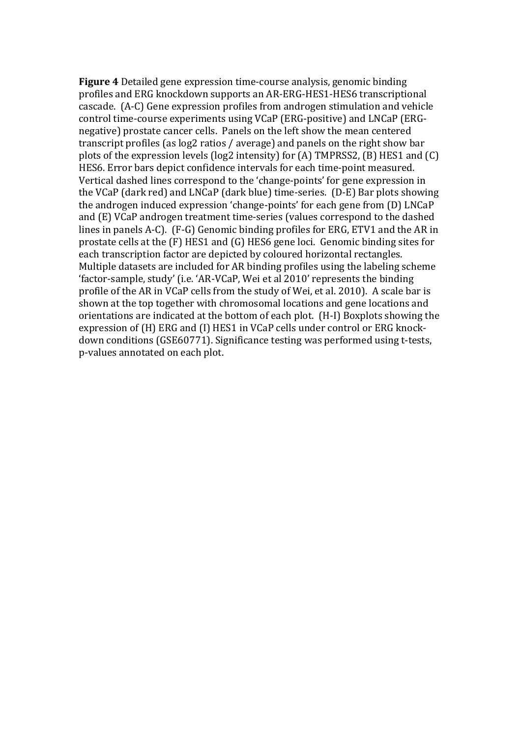**Figure 4** Detailed gene expression time-course analysis, genomic binding profiles and ERG knockdown supports an AR-ERG-HES1-HES6 transcriptional cascade. (A-C) Gene expression profiles from androgen stimulation and vehicle control time-course experiments using VCaP (ERG-positive) and LNCaP (ERG-negative) prostate cancer cells. Panels on the left show the mean centered transcript profiles (as log2 ratios / average) and panels on the right show bar plots of the expression levels (log2 intensity) for (A) TMPRSS2, (B) HES1 and (C) HES6. Error bars depict confidence intervals for each time-point measured. Vertical dashed lines correspond to the 'change-points' for gene expression in the VCaP (dark red) and LNCaP (dark blue) time-series. (D-E) Bar plots showing the androgen induced expression 'change-points' for each gene from (D) LNCaP and (E) VCaP androgen treatment time-series (values correspond to the dashed lines in panels A-C). (F-G) Genomic binding profiles for ERG, ETV1 and the AR in prostate cells at the (F) HES1 and (G) HES6 gene loci. Genomic binding sites for each transcription factor are depicted by coloured horizontal rectangles. Multiple datasets are included for AR binding profiles using the labeling scheme 'factor-sample, study' (i.e. 'AR-VCaP, Wei et al 2010' represents the binding profile of the AR in VCaP cells from the study of Wei, et al. 2010). A scale bar is shown at the top together with chromosomal locations and gene locations and orientations are indicated at the bottom of each plot. (H-I) Boxplots showing the expression of (H) ERG and (I) HES1 in VCaP cells under control or ERG knock-down conditions (GSE60771). Significance testing was performed using t-tests, p-values annotated on each plot.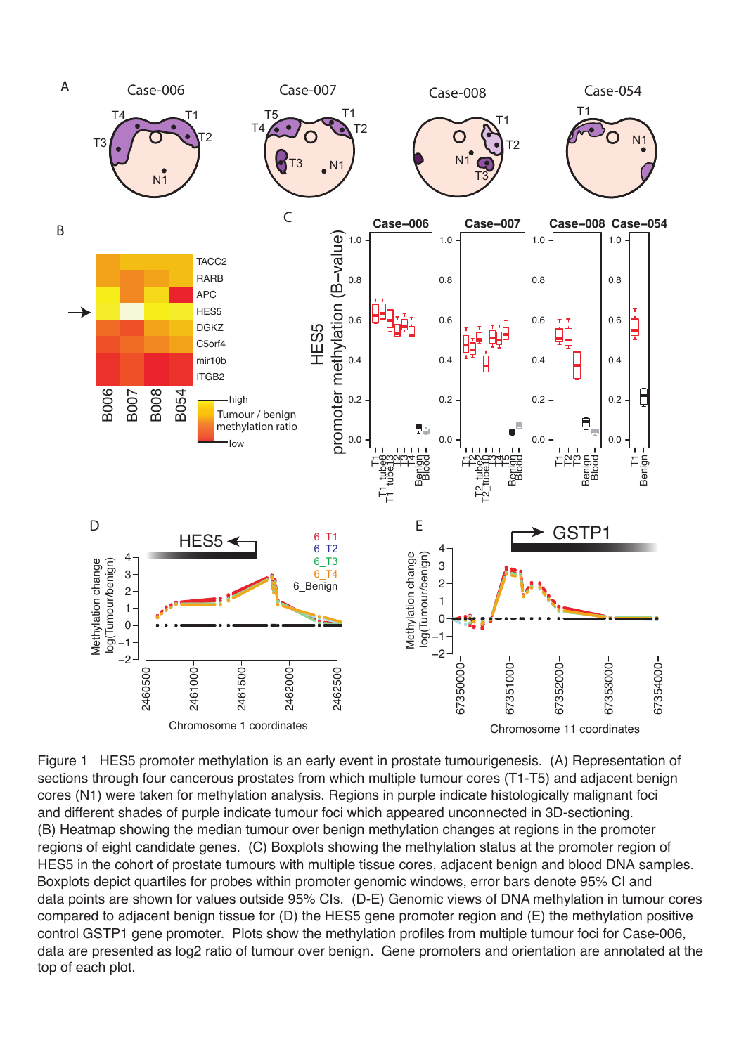Figure 1 HES5 promoter methylation is an early event in prostate tumourigenesis. (A) Representation of sections through four cancerous prostates from which multiple tumour cores (T1-T5) and adjacent benign cores (N1) were taken for methylation analysis. Regions in purple indicate histologically malignant foci and different shades of purple indicate tumour foci which appeared unconnected in 3D-sectioning. (B) Heatmap showing the median tumour over benign methylation changes at regions in the promoter regions of eight candidate genes. (C) Boxplots showing the methylation status at the promoter region of HES5 in the cohort of prostate tumours with multiple tissue cores, adjacent benign and blood DNA samples. Boxplots depict quartiles for probes within promoter genomic windows, error bars denote 95% CI and data points are shown for values outside 95% CIs. (D-E) Genomic views of DNA methylation in tumour cores compared to adjacent benign tissue for (D) the HES5 gene promoter region and (E) the methylation positive control GSTP1 gene promoter. Plots show the methylation profiles from multiple tumour foci for Case-006, data are presented as log2 ratio of tumour over benign. Gene promoters and orientation are annotated at the top of each plot.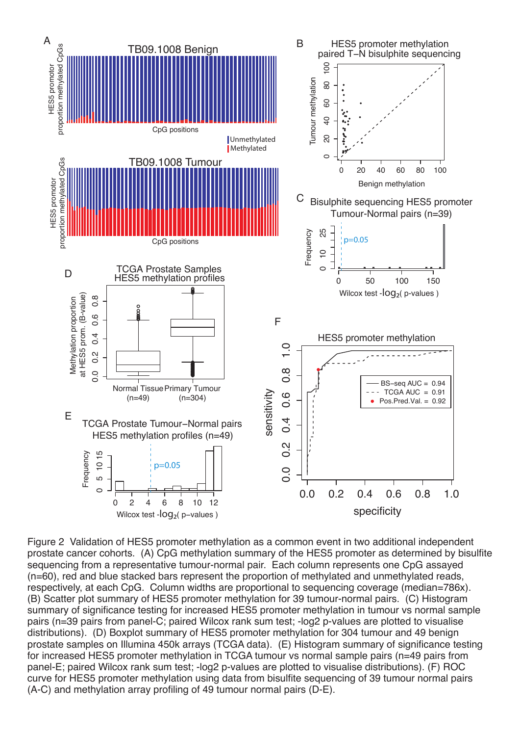Figure 2 Validation of HES5 promoter methylation as a common event in two additional independent prostate cancer cohorts. (A) CpG methylation summary of the HES5 promoter as determined by bisulfite sequencing from a representative tumour-normal pair. Each column represents one CpG assayed (n=60), red and blue stacked bars represent the proportion of methylated and unmethylated reads, respectively, at each CpG. Column widths are proportional to sequencing coverage (median=786x). (B) Scatter plot summary of HES5 promoter methylation for 39 tumour-normal pairs. (C) Histogram summary of significance testing for increased HES5 promoter methylation in tumour vs normal sample pairs (n=39 pairs from panel-C; paired Wilcox rank sum test; -log2 p-values are plotted to visualise distributions). (D) Boxplot summary of HES5 promoter methylation for 304 tumour and 49 benign prostate samples on Illumina 450k arrays (TCGA data). (E) Histogram summary of significance testing for increased HES5 promoter methylation in TCGA tumour vs normal sample pairs (n=49 pairs from panel-E; paired Wilcox rank sum test; -log2 p-values are plotted to visualise distributions). (F) ROC curve for HES5 promoter methylation using data from bisulfite sequencing of 39 tumour normal pairs (A-C) and methylation array profiling of 49 tumour normal pairs (D-E).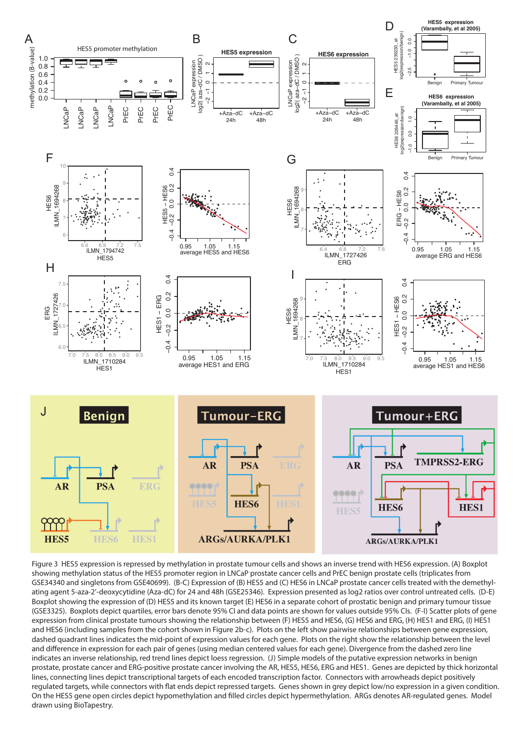Figure 3 HES5 expression is repressed by methylation in prostate tumour cells and shows an inverse trend with HES6 expression. (A) Boxplot showing methylation status of the HES5 promoter region in LNCaP prostate cancer cells and PrEC benign prostate cells (triplicates from GSE34340 and singletons from GSE40699). (B-C) Expression of (B) HES5 and (C) HES6 in LNCaP prostate cancer cells treated with the demethylating agent 5-aza-2′-deoxycytidine (Aza-dC) for 24 and 48h (GSE25346). Expression presented as log2 ratios over control untreated cells. (D-E) Boxplot showing the expression of (D) HES5 and its known target (E) HES6 in a separate cohort of prostatic benign and primary tumour tissue (GSE3325). Boxplots depict quartiles, error bars denote 95% CI and data points are shown for values outside 95% CIs. (F-I) Scatter plots of gene expression from clinical prostate tumours showing the relationship between (F) HES5 and HES6, (G) HES6 and ERG, (H) HES1 and ERG, (I) HES1 and HES6 (including samples from the cohort shown in Figure 2b-c). Plots on the left show pairwise relationships between gene expression, dashed quadrant lines indicates the mid-point of expression values for each gene. Plots on the right show the relationship between the level and difference in expression for each pair of genes (using median centered values for each gene). Divergence from the dashed zero line indicates an inverse relationship, red trend lines depict loess regression. (J) Simple models of the putative expression networks in benign prostate, prostate cancer and ERG-positive prostate cancer involving the AR, HES5, HES6, ERG and HES1. Genes are depicted by thick horizontal lines, connecting lines depict transcriptional targets of each encoded transcription factor. Connectors with arrowheads depict positively regulated targets, while connectors with flat ends depict repressed targets. Genes shown in grey depict low/no expression in a given condition. On the HES5 gene open circles depict hypomethylation and filled circles depict hypermethylation. ARGs denotes AR-regulated genes. Model drawn using BioTapestry.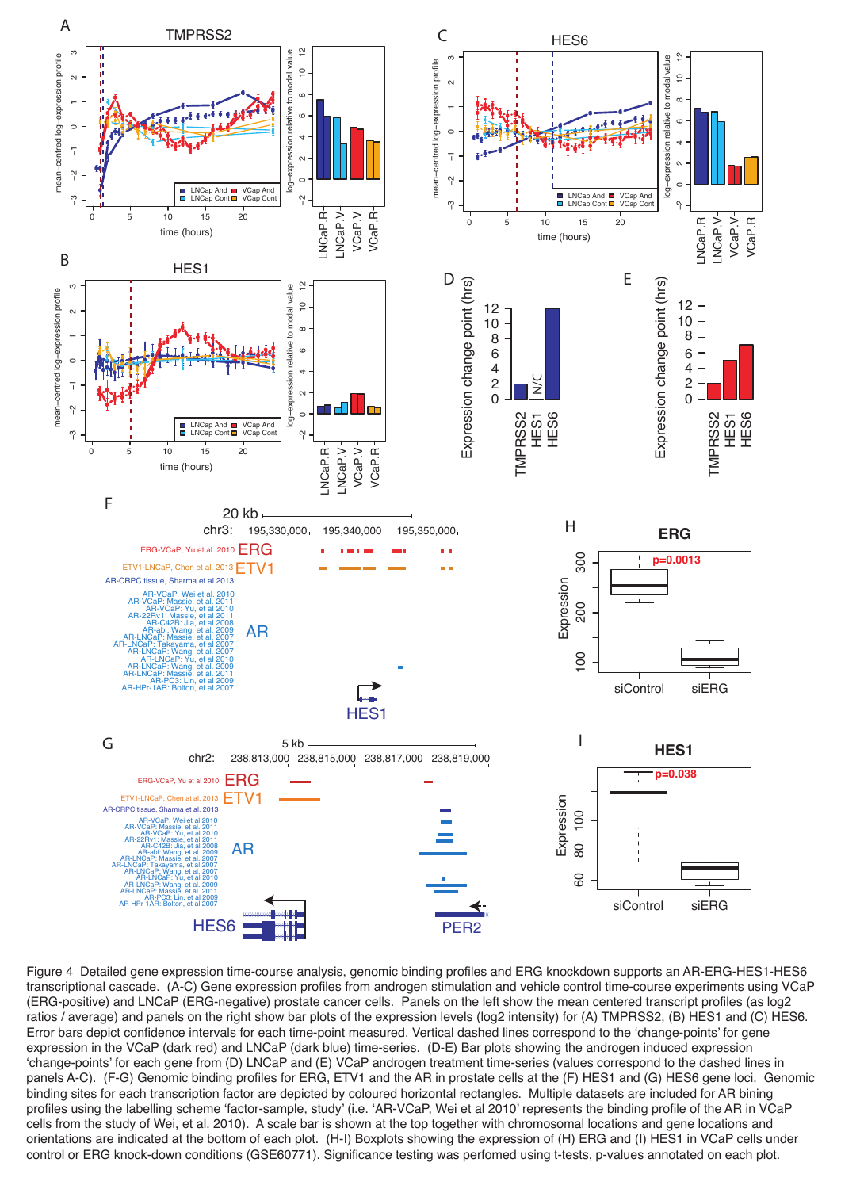A

TMPRSS2

mean−centred log−expression profile

time (hours)

LNCap And
LNCap Cont
VCap And
VCap Cont

log−expression relative to modal value

LNCaP.R
LNCaP.V
VCaP.V
VCaP.R

B

HES1

C

HES6

D

Expression change point (hrs)

TMPRSS2
HES1
HES6
N/C

E

Expression change point (hrs)

TMPRSS2
HES1
HES6

F

20 kb

chr3: 195,330,000, 195,340,000, 195,350,000,

ERG-VCaP, Yu et al. 2010 ERG
ETV1-LNCaP, Chen et al. 2013 ETV1
AR-CRPC tissue, Sharma et al 2013
AR-VCaP, Wei et al. 2010
AR-VCaP: Massie, et al. 2011
AR-VCaP: Yu, et al 2010
AR-22Rv1: Massie, et al 2011
AR-C42B: Jia, et al 2008
AR-abl: Wang, et al. 2009
AR-LNCaP: Massie, et al. 2007
AR-LNCaP: Takayama, et al 2007
AR-LNCaP: Wang, et al. 2007
AR-LNCaP: Yu, et al 2010
AR-LNCaP: Wang, et al. 2009
AR-LNCaP: Massie, et al. 2011
AR-PC3: Lin, et al 2009
AR-HPr-1AR: Bolton, et al 2007
AR

HES1

G

5 kb

chr2: 238,813,000 238,815,000 238,817,000 238,819,000

HES6
PER2

H

ERG

p=0.0013

Expression

siControl siERG

I

HES1

p=0.038

Expression

siControl siERG

Figure 4 Detailed gene expression time-course analysis, genomic binding profiles and ERG knockdown supports an AR-ERG-HES1-HES6 transcriptional cascade. (A-C) Gene expression profiles from androgen stimulation and vehicle control time-course experiments using VCaP (ERG-positive) and LNCaP (ERG-negative) prostate cancer cells. Panels on the left show the mean centered transcript profiles (as log2 ratios / average) and panels on the right show bar plots of the expression levels (log2 intensity) for (A) TMPRSS2, (B) HES1 and (C) HES6. Error bars depict confidence intervals for each time-point measured. Vertical dashed lines correspond to the 'change-points' for gene expression in the VCaP (dark red) and LNCaP (dark blue) time-series. (D-E) Bar plots showing the androgen induced expression 'change-points' for each gene from (D) LNCaP and (E) VCaP androgen treatment time-series (values correspond to the dashed lines in panels A-C). (F-G) Genomic binding profiles for ERG, ETV1 and the AR in prostate cells at the (F) HES1 and (G) HES6 gene loci. Genomic binding sites for each transcription factor are depicted by coloured horizontal rectangles. Multiple datasets are included for AR bining profiles using the labelling scheme 'factor-sample, study' (i.e. 'AR-VCaP, Wei et al 2010' represents the binding profile of the AR in VCaP cells from the study of Wei, et al. 2010). A scale bar is shown at the top together with chromosomal locations and gene locations and orientations are indicated at the bottom of each plot. (H-I) Boxplots showing the expression of (H) ERG and (I) HES1 in VCaP cells under control or ERG knock-down conditions (GSE60771). Significance testing was perfomed using t-tests, p-values annotated on each plot.